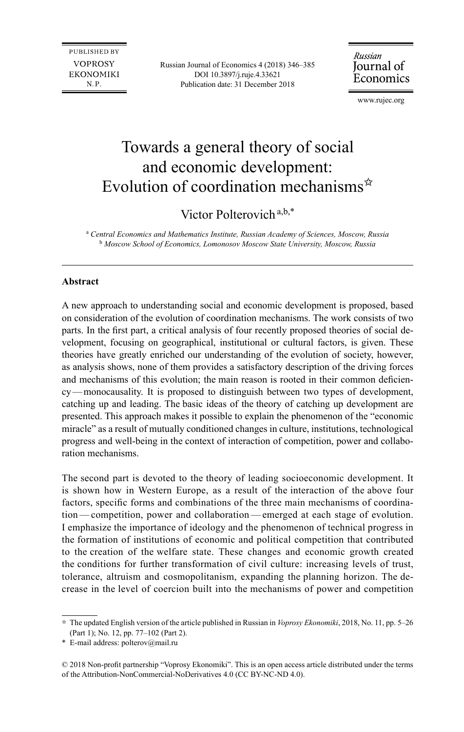# Towards a general theory of social and economic development: Evolution of coordination mechanisms[☆]

Victor Polterovich [a,b,*]

[a] *Central Economics and Mathematics Institute, Russian Academy of Sciences, Moscow, Russia*
[b] *Moscow School of Economics, Lomonosov Moscow State University, Moscow, Russia*

---

**Abstract**

A new approach to understanding social and economic development is proposed, based on consideration of the evolution of coordination mechanisms. The work consists of two parts. In the first part, a critical analysis of four recently proposed theories of social development, focusing on geographical, institutional or cultural factors, is given. These theories have greatly enriched our understanding of the evolution of society, however, as analysis shows, none of them provides a satisfactory description of the driving forces and mechanisms of this evolution; the main reason is rooted in their common deficiency — monocausality. It is proposed to distinguish between two types of development, catching up and leading. The basic ideas of the theory of catching up development are presented. This approach makes it possible to explain the phenomenon of the "economic miracle" as a result of mutually conditioned changes in culture, institutions, technological progress and well-being in the context of interaction of competition, power and collaboration mechanisms.

The second part is devoted to the theory of leading socioeconomic development. It is shown how in Western Europe, as a result of the interaction of the above four factors, specific forms and combinations of the three main mechanisms of coordination — competition, power and collaboration — emerged at each stage of evolution. I emphasize the importance of ideology and the phenomenon of technical progress in the formation of institutions of economic and political competition that contributed to the creation of the welfare state. These changes and economic growth created the conditions for further transformation of civil culture: increasing levels of trust, tolerance, altruism and cosmopolitanism, expanding the planning horizon. The decrease in the level of coercion built into the mechanisms of power and competition

---

[☆] The updated English version of the article published in Russian in *Voprosy Ekonomiki*, 2018, No. 11, pp. 5–26 (Part 1); No. 12, pp. 77–102 (Part 2).

\* E-mail address: polterov@mail.ru

© 2018 Non-profit partnership "Voprosy Ekonomiki". This is an open access article distributed under the terms of the Attribution-NonCommercial-NoDerivatives 4.0 (CC BY-NC-ND 4.0).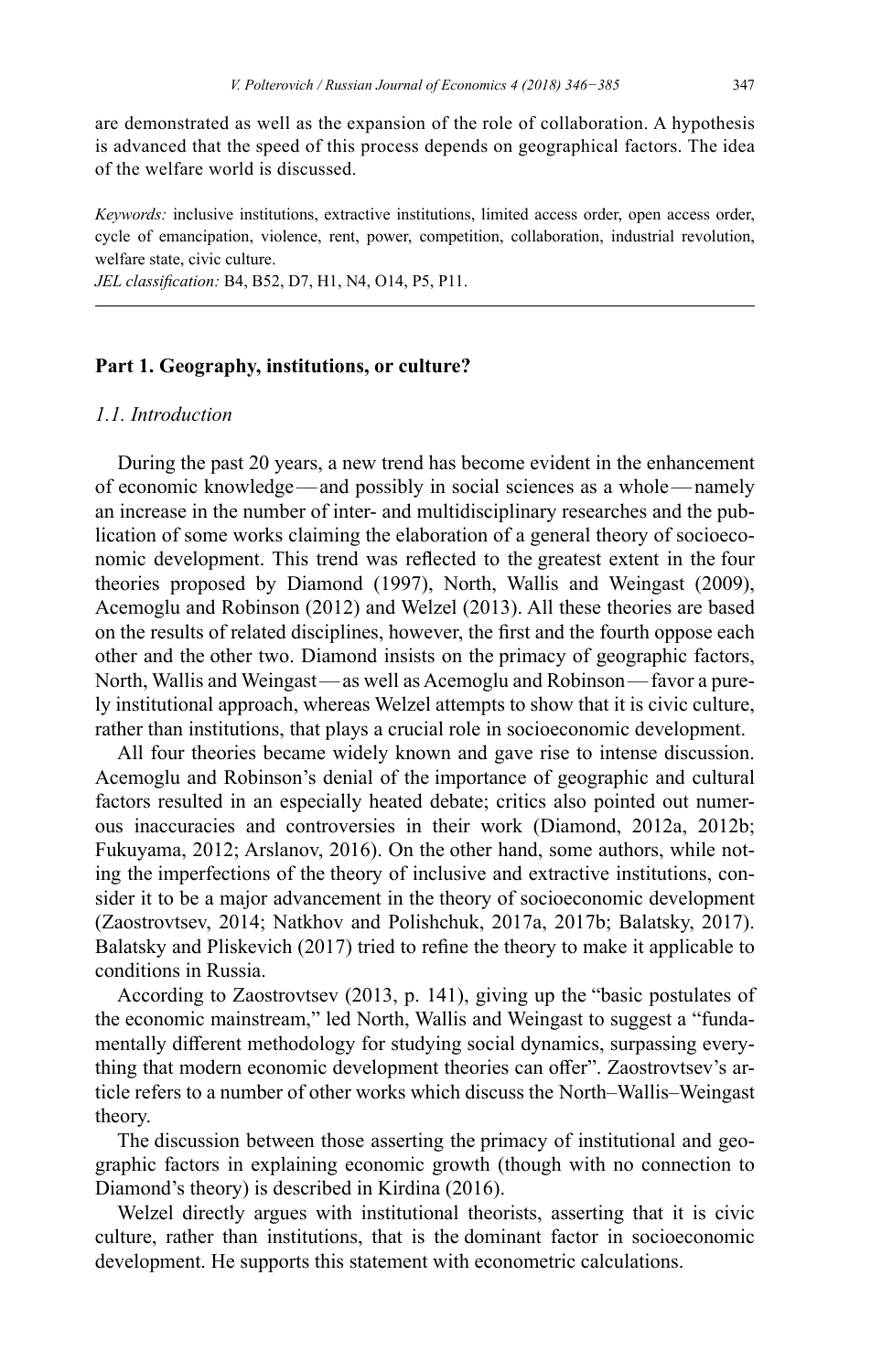are demonstrated as well as the expansion of the role of collaboration. A hypothesis is advanced that the speed of this process depends on geographical factors. The idea of the welfare world is discussed.

*Keywords:* inclusive institutions, extractive institutions, limited access order, open access order, cycle of emancipation, violence, rent, power, competition, collaboration, industrial revolution, welfare state, civic culture.
*JEL classification:* B4, B52, D7, H1, N4, O14, P5, P11.

## Part 1. Geography, institutions, or culture?

### *1.1. Introduction*

During the past 20 years, a new trend has become evident in the enhancement of economic knowledge — and possibly in social sciences as a whole — namely an increase in the number of inter- and multidisciplinary researches and the publication of some works claiming the elaboration of a general theory of socioeconomic development. This trend was reflected to the greatest extent in the four theories proposed by Diamond (1997), North, Wallis and Weingast (2009), Acemoglu and Robinson (2012) and Welzel (2013). All these theories are based on the results of related disciplines, however, the first and the fourth oppose each other and the other two. Diamond insists on the primacy of geographic factors, North, Wallis and Weingast — as well as Acemoglu and Robinson — favor a purely institutional approach, whereas Welzel attempts to show that it is civic culture, rather than institutions, that plays a crucial role in socioeconomic development.

All four theories became widely known and gave rise to intense discussion. Acemoglu and Robinson's denial of the importance of geographic and cultural factors resulted in an especially heated debate; critics also pointed out numerous inaccuracies and controversies in their work (Diamond, 2012a, 2012b; Fukuyama, 2012; Arslanov, 2016). On the other hand, some authors, while noting the imperfections of the theory of inclusive and extractive institutions, consider it to be a major advancement in the theory of socioeconomic development (Zaostrovtsev, 2014; Natkhov and Polishchuk, 2017a, 2017b; Balatsky, 2017). Balatsky and Pliskevich (2017) tried to refine the theory to make it applicable to conditions in Russia.

According to Zaostrovtsev (2013, p. 141), giving up the "basic postulates of the economic mainstream," led North, Wallis and Weingast to suggest a "fundamentally different methodology for studying social dynamics, surpassing everything that modern economic development theories can offer". Zaostrovtsev's article refers to a number of other works which discuss the North–Wallis–Weingast theory.

The discussion between those asserting the primacy of institutional and geographic factors in explaining economic growth (though with no connection to Diamond's theory) is described in Kirdina (2016).

Welzel directly argues with institutional theorists, asserting that it is civic culture, rather than institutions, that is the dominant factor in socioeconomic development. He supports this statement with econometric calculations.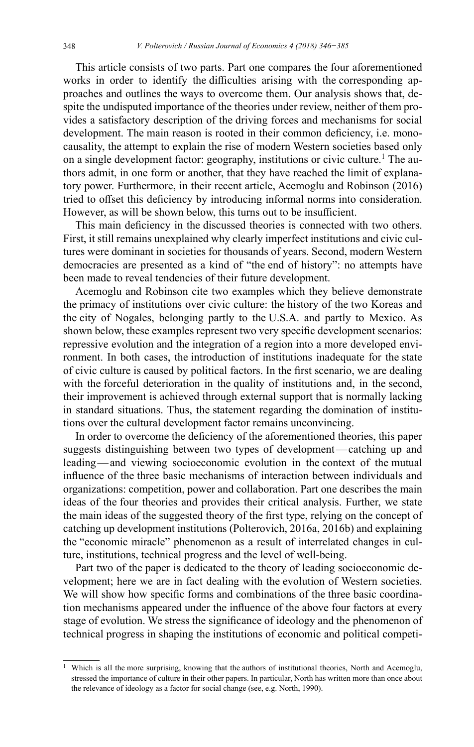This article consists of two parts. Part one compares the four aforementioned works in order to identify the difficulties arising with the corresponding approaches and outlines the ways to overcome them. Our analysis shows that, despite the undisputed importance of the theories under review, neither of them provides a satisfactory description of the driving forces and mechanisms for social development. The main reason is rooted in their common deficiency, i.e. monocausality, the attempt to explain the rise of modern Western societies based only on a single development factor: geography, institutions or civic culture.[1] The authors admit, in one form or another, that they have reached the limit of explanatory power. Furthermore, in their recent article, Acemoglu and Robinson (2016) tried to offset this deficiency by introducing informal norms into consideration. However, as will be shown below, this turns out to be insufficient.

This main deficiency in the discussed theories is connected with two others. First, it still remains unexplained why clearly imperfect institutions and civic cultures were dominant in societies for thousands of years. Second, modern Western democracies are presented as a kind of "the end of history": no attempts have been made to reveal tendencies of their future development.

Acemoglu and Robinson cite two examples which they believe demonstrate the primacy of institutions over civic culture: the history of the two Koreas and the city of Nogales, belonging partly to the U.S.A. and partly to Mexico. As shown below, these examples represent two very specific development scenarios: repressive evolution and the integration of a region into a more developed environment. In both cases, the introduction of institutions inadequate for the state of civic culture is caused by political factors. In the first scenario, we are dealing with the forceful deterioration in the quality of institutions and, in the second, their improvement is achieved through external support that is normally lacking in standard situations. Thus, the statement regarding the domination of institutions over the cultural development factor remains unconvincing.

In order to overcome the deficiency of the aforementioned theories, this paper suggests distinguishing between two types of development — catching up and leading — and viewing socioeconomic evolution in the context of the mutual influence of the three basic mechanisms of interaction between individuals and organizations: competition, power and collaboration. Part one describes the main ideas of the four theories and provides their critical analysis. Further, we state the main ideas of the suggested theory of the first type, relying on the concept of catching up development institutions (Polterovich, 2016a, 2016b) and explaining the "economic miracle" phenomenon as a result of interrelated changes in culture, institutions, technical progress and the level of well-being.

Part two of the paper is dedicated to the theory of leading socioeconomic development; here we are in fact dealing with the evolution of Western societies. We will show how specific forms and combinations of the three basic coordination mechanisms appeared under the influence of the above four factors at every stage of evolution. We stress the significance of ideology and the phenomenon of technical progress in shaping the institutions of economic and political competi-

[1] Which is all the more surprising, knowing that the authors of institutional theories, North and Acemoglu, stressed the importance of culture in their other papers. In particular, North has written more than once about the relevance of ideology as a factor for social change (see, e.g. North, 1990).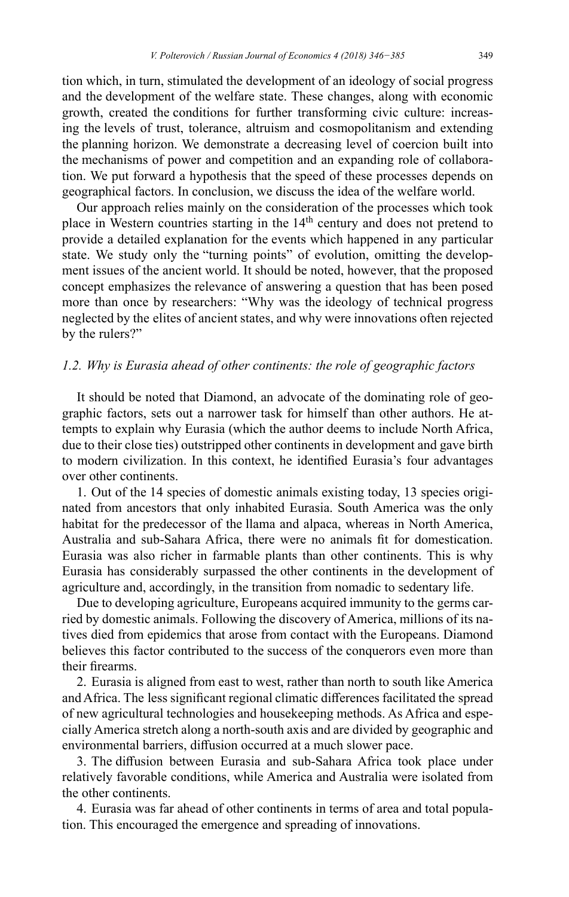tion which, in turn, stimulated the development of an ideology of social progress and the development of the welfare state. These changes, along with economic growth, created the conditions for further transforming civic culture: increasing the levels of trust, tolerance, altruism and cosmopolitanism and extending the planning horizon. We demonstrate a decreasing level of coercion built into the mechanisms of power and competition and an expanding role of collaboration. We put forward a hypothesis that the speed of these processes depends on geographical factors. In conclusion, we discuss the idea of the welfare world.

Our approach relies mainly on the consideration of the processes which took place in Western countries starting in the 14th century and does not pretend to provide a detailed explanation for the events which happened in any particular state. We study only the "turning points" of evolution, omitting the development issues of the ancient world. It should be noted, however, that the proposed concept emphasizes the relevance of answering a question that has been posed more than once by researchers: "Why was the ideology of technical progress neglected by the elites of ancient states, and why were innovations often rejected by the rulers?"

### *1.2. Why is Eurasia ahead of other continents: the role of geographic factors*

It should be noted that Diamond, an advocate of the dominating role of geographic factors, sets out a narrower task for himself than other authors. He attempts to explain why Eurasia (which the author deems to include North Africa, due to their close ties) outstripped other continents in development and gave birth to modern civilization. In this context, he identified Eurasia's four advantages over other continents.

1. Out of the 14 species of domestic animals existing today, 13 species originated from ancestors that only inhabited Eurasia. South America was the only habitat for the predecessor of the llama and alpaca, whereas in North America, Australia and sub-Sahara Africa, there were no animals fit for domestication. Eurasia was also richer in farmable plants than other continents. This is why Eurasia has considerably surpassed the other continents in the development of agriculture and, accordingly, in the transition from nomadic to sedentary life.

Due to developing agriculture, Europeans acquired immunity to the germs carried by domestic animals. Following the discovery of America, millions of its natives died from epidemics that arose from contact with the Europeans. Diamond believes this factor contributed to the success of the conquerors even more than their firearms.

2. Eurasia is aligned from east to west, rather than north to south like America and Africa. The less significant regional climatic differences facilitated the spread of new agricultural technologies and housekeeping methods. As Africa and especially America stretch along a north-south axis and are divided by geographic and environmental barriers, diffusion occurred at a much slower pace.

3. The diffusion between Eurasia and sub-Sahara Africa took place under relatively favorable conditions, while America and Australia were isolated from the other continents.

4. Eurasia was far ahead of other continents in terms of area and total population. This encouraged the emergence and spreading of innovations.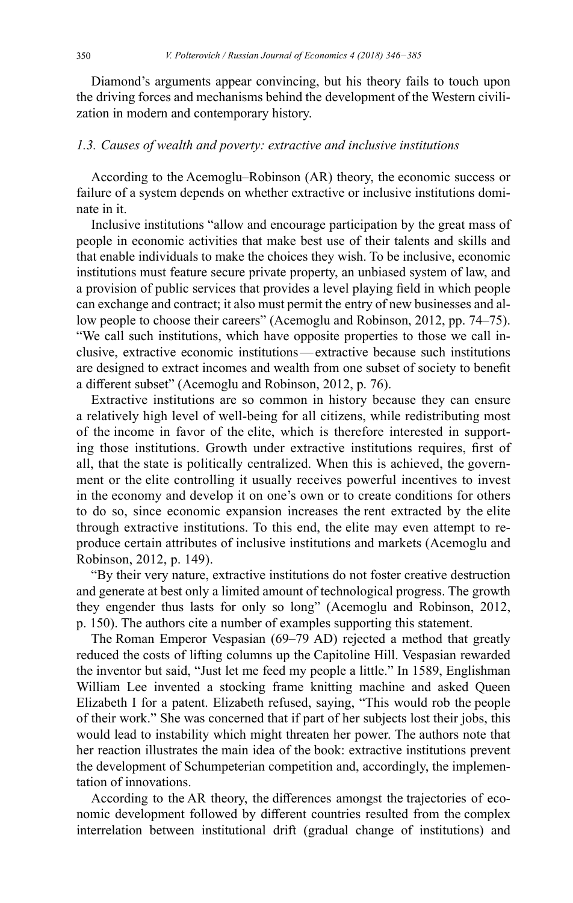Diamond's arguments appear convincing, but his theory fails to touch upon the driving forces and mechanisms behind the development of the Western civilization in modern and contemporary history.

### *1.3. Causes of wealth and poverty: extractive and inclusive institutions*

According to the Acemoglu–Robinson (AR) theory, the economic success or failure of a system depends on whether extractive or inclusive institutions dominate in it.

Inclusive institutions "allow and encourage participation by the great mass of people in economic activities that make best use of their talents and skills and that enable individuals to make the choices they wish. To be inclusive, economic institutions must feature secure private property, an unbiased system of law, and a provision of public services that provides a level playing field in which people can exchange and contract; it also must permit the entry of new businesses and allow people to choose their careers" (Acemoglu and Robinson, 2012, pp. 74–75). "We call such institutions, which have opposite properties to those we call inclusive, extractive economic institutions — extractive because such institutions are designed to extract incomes and wealth from one subset of society to benefit a different subset" (Acemoglu and Robinson, 2012, p. 76).

Extractive institutions are so common in history because they can ensure a relatively high level of well-being for all citizens, while redistributing most of the income in favor of the elite, which is therefore interested in supporting those institutions. Growth under extractive institutions requires, first of all, that the state is politically centralized. When this is achieved, the government or the elite controlling it usually receives powerful incentives to invest in the economy and develop it on one's own or to create conditions for others to do so, since economic expansion increases the rent extracted by the elite through extractive institutions. To this end, the elite may even attempt to reproduce certain attributes of inclusive institutions and markets (Acemoglu and Robinson, 2012, p. 149).

"By their very nature, extractive institutions do not foster creative destruction and generate at best only a limited amount of technological progress. The growth they engender thus lasts for only so long" (Acemoglu and Robinson, 2012, p. 150). The authors cite a number of examples supporting this statement.

The Roman Emperor Vespasian (69–79 AD) rejected a method that greatly reduced the costs of lifting columns up the Capitoline Hill. Vespasian rewarded the inventor but said, "Just let me feed my people a little." In 1589, Englishman William Lee invented a stocking frame knitting machine and asked Queen Elizabeth I for a patent. Elizabeth refused, saying, "This would rob the people of their work." She was concerned that if part of her subjects lost their jobs, this would lead to instability which might threaten her power. The authors note that her reaction illustrates the main idea of the book: extractive institutions prevent the development of Schumpeterian competition and, accordingly, the implementation of innovations.

According to the AR theory, the differences amongst the trajectories of economic development followed by different countries resulted from the complex interrelation between institutional drift (gradual change of institutions) and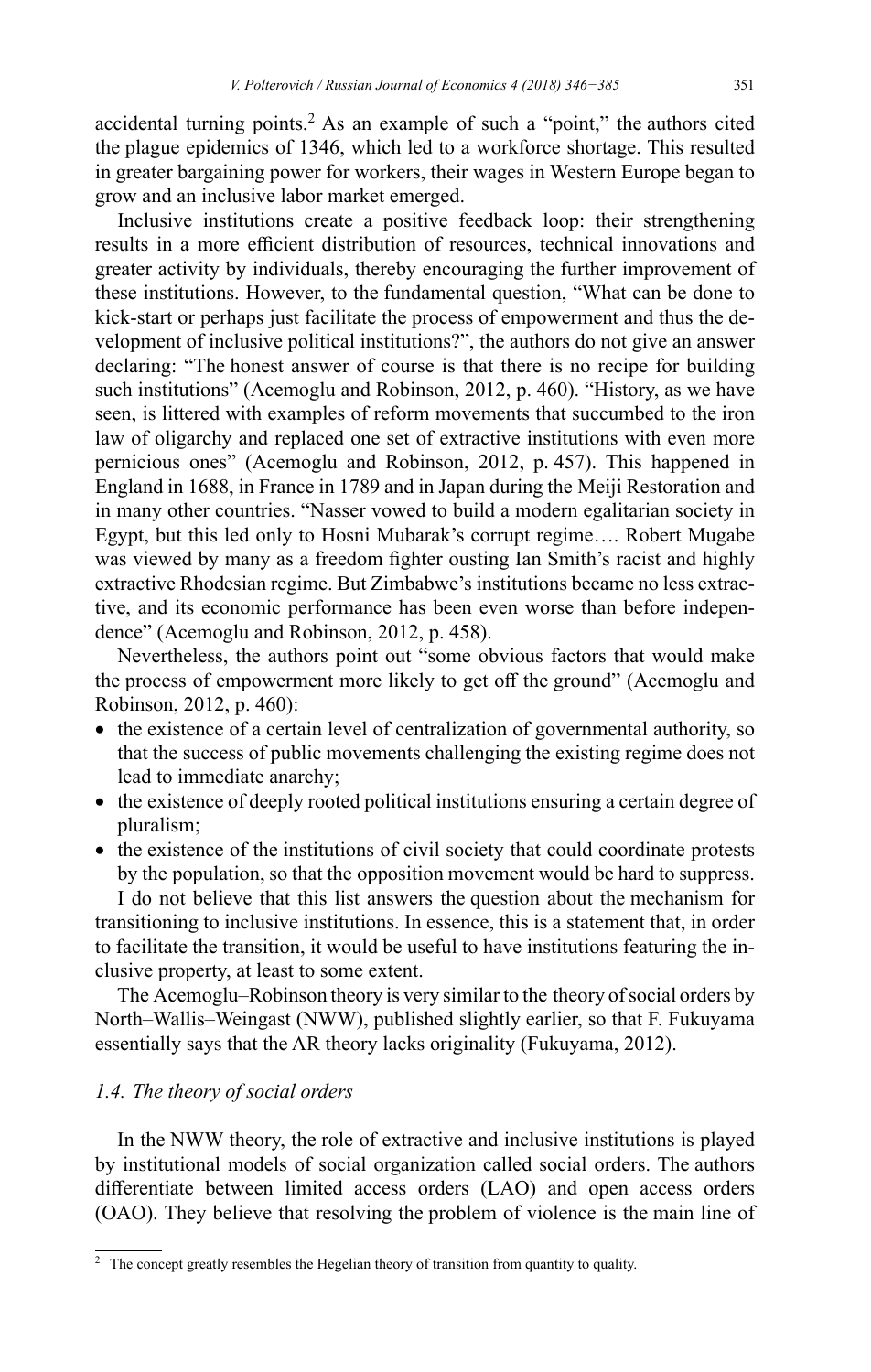accidental turning points.[2] As an example of such a "point," the authors cited the plague epidemics of 1346, which led to a workforce shortage. This resulted in greater bargaining power for workers, their wages in Western Europe began to grow and an inclusive labor market emerged.

Inclusive institutions create a positive feedback loop: their strengthening results in a more efficient distribution of resources, technical innovations and greater activity by individuals, thereby encouraging the further improvement of these institutions. However, to the fundamental question, "What can be done to kick-start or perhaps just facilitate the process of empowerment and thus the development of inclusive political institutions?", the authors do not give an answer declaring: "The honest answer of course is that there is no recipe for building such institutions" (Acemoglu and Robinson, 2012, p. 460). "History, as we have seen, is littered with examples of reform movements that succumbed to the iron law of oligarchy and replaced one set of extractive institutions with even more pernicious ones" (Acemoglu and Robinson, 2012, p. 457). This happened in England in 1688, in France in 1789 and in Japan during the Meiji Restoration and in many other countries. "Nasser vowed to build a modern egalitarian society in Egypt, but this led only to Hosni Mubarak's corrupt regime…. Robert Mugabe was viewed by many as a freedom fighter ousting Ian Smith's racist and highly extractive Rhodesian regime. But Zimbabwe's institutions became no less extractive, and its economic performance has been even worse than before independence" (Acemoglu and Robinson, 2012, p. 458).

Nevertheless, the authors point out "some obvious factors that would make the process of empowerment more likely to get off the ground" (Acemoglu and Robinson, 2012, p. 460):

- the existence of a certain level of centralization of governmental authority, so that the success of public movements challenging the existing regime does not lead to immediate anarchy;
- the existence of deeply rooted political institutions ensuring a certain degree of pluralism;
- the existence of the institutions of civil society that could coordinate protests by the population, so that the opposition movement would be hard to suppress.

I do not believe that this list answers the question about the mechanism for transitioning to inclusive institutions. In essence, this is a statement that, in order to facilitate the transition, it would be useful to have institutions featuring the inclusive property, at least to some extent.

The Acemoglu–Robinson theory is very similar to the theory of social orders by North–Wallis–Weingast (NWW), published slightly earlier, so that F. Fukuyama essentially says that the AR theory lacks originality (Fukuyama, 2012).

### *1.4. The theory of social orders*

In the NWW theory, the role of extractive and inclusive institutions is played by institutional models of social organization called social orders. The authors differentiate between limited access orders (LAO) and open access orders (OAO). They believe that resolving the problem of violence is the main line of

[2] The concept greatly resembles the Hegelian theory of transition from quantity to quality.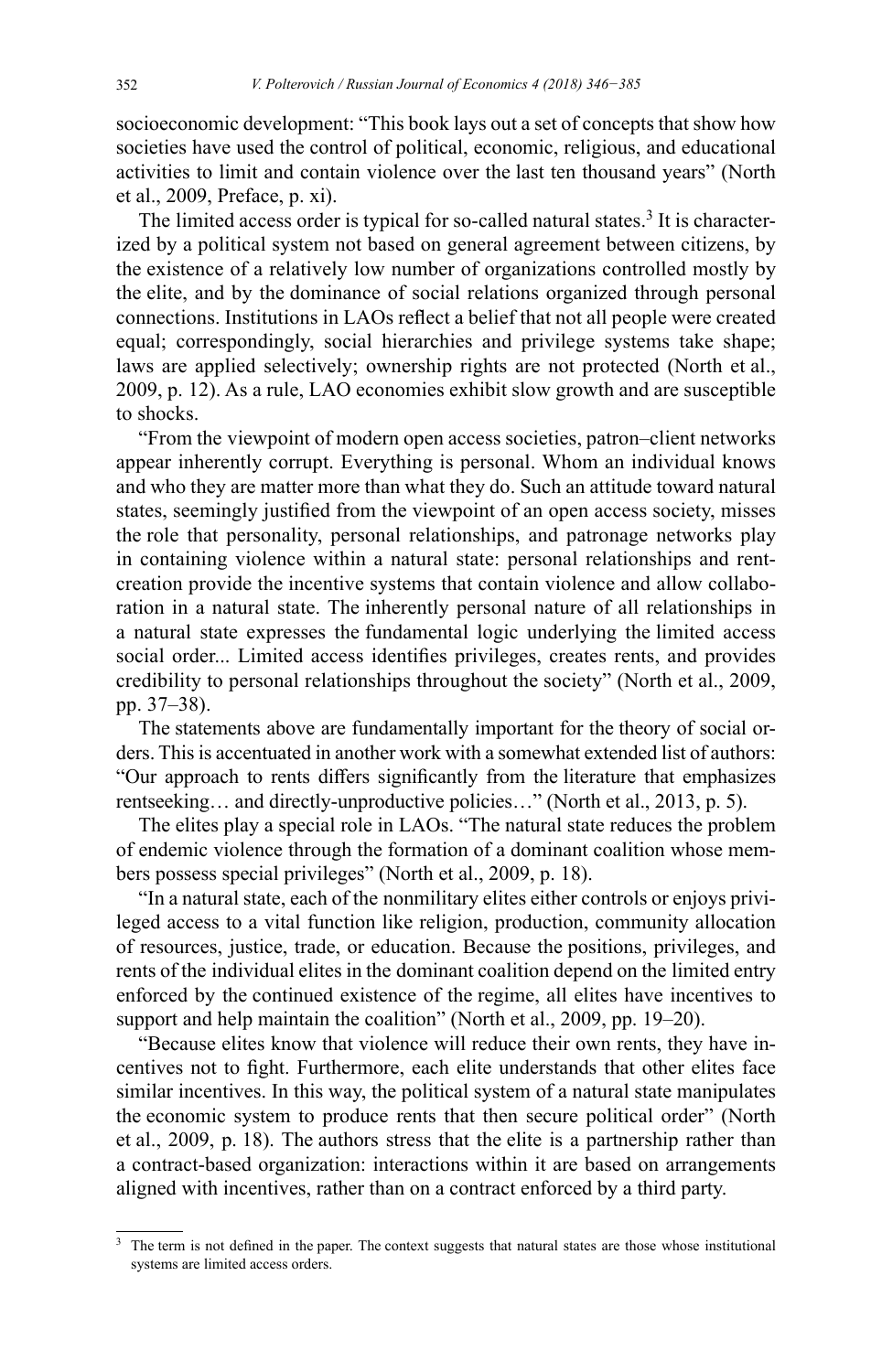socioeconomic development: "This book lays out a set of concepts that show how societies have used the control of political, economic, religious, and educational activities to limit and contain violence over the last ten thousand years" (North et al., 2009, Preface, p. xi).

The limited access order is typical for so-called natural states.[3] It is characterized by a political system not based on general agreement between citizens, by the existence of a relatively low number of organizations controlled mostly by the elite, and by the dominance of social relations organized through personal connections. Institutions in LAOs reflect a belief that not all people were created equal; correspondingly, social hierarchies and privilege systems take shape; laws are applied selectively; ownership rights are not protected (North et al., 2009, p. 12). As a rule, LAO economies exhibit slow growth and are susceptible to shocks.

"From the viewpoint of modern open access societies, patron–client networks appear inherently corrupt. Everything is personal. Whom an individual knows and who they are matter more than what they do. Such an attitude toward natural states, seemingly justified from the viewpoint of an open access society, misses the role that personality, personal relationships, and patronage networks play in containing violence within a natural state: personal relationships and rent-creation provide the incentive systems that contain violence and allow collaboration in a natural state. The inherently personal nature of all relationships in a natural state expresses the fundamental logic underlying the limited access social order... Limited access identifies privileges, creates rents, and provides credibility to personal relationships throughout the society" (North et al., 2009, pp. 37–38).

The statements above are fundamentally important for the theory of social orders. This is accentuated in another work with a somewhat extended list of authors: "Our approach to rents differs significantly from the literature that emphasizes rentseeking… and directly-unproductive policies…" (North et al., 2013, p. 5).

The elites play a special role in LAOs. "The natural state reduces the problem of endemic violence through the formation of a dominant coalition whose members possess special privileges" (North et al., 2009, p. 18).

"In a natural state, each of the nonmilitary elites either controls or enjoys privileged access to a vital function like religion, production, community allocation of resources, justice, trade, or education. Because the positions, privileges, and rents of the individual elites in the dominant coalition depend on the limited entry enforced by the continued existence of the regime, all elites have incentives to support and help maintain the coalition" (North et al., 2009, pp. 19–20).

"Because elites know that violence will reduce their own rents, they have incentives not to fight. Furthermore, each elite understands that other elites face similar incentives. In this way, the political system of a natural state manipulates the economic system to produce rents that then secure political order" (North et al., 2009, p. 18). The authors stress that the elite is a partnership rather than a contract-based organization: interactions within it are based on arrangements aligned with incentives, rather than on a contract enforced by a third party.

[3] The term is not defined in the paper. The context suggests that natural states are those whose institutional systems are limited access orders.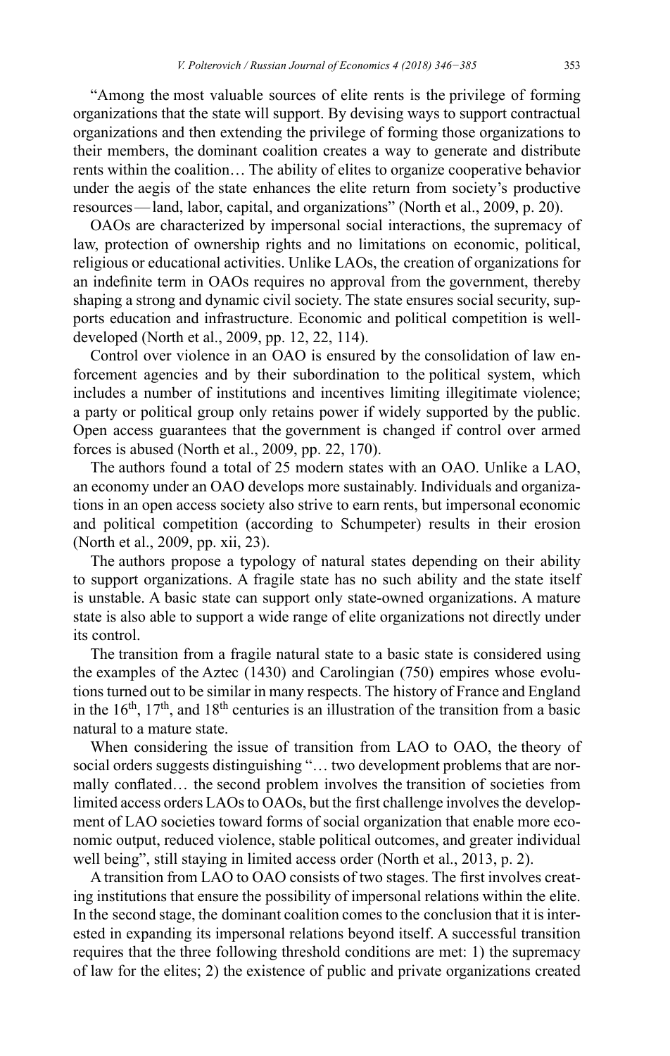"Among the most valuable sources of elite rents is the privilege of forming organizations that the state will support. By devising ways to support contractual organizations and then extending the privilege of forming those organizations to their members, the dominant coalition creates a way to generate and distribute rents within the coalition… The ability of elites to organize cooperative behavior under the aegis of the state enhances the elite return from society's productive resources — land, labor, capital, and organizations" (North et al., 2009, p. 20).

OAOs are characterized by impersonal social interactions, the supremacy of law, protection of ownership rights and no limitations on economic, political, religious or educational activities. Unlike LAOs, the creation of organizations for an indefinite term in OAOs requires no approval from the government, thereby shaping a strong and dynamic civil society. The state ensures social security, supports education and infrastructure. Economic and political competition is well-developed (North et al., 2009, pp. 12, 22, 114).

Control over violence in an OAO is ensured by the consolidation of law enforcement agencies and by their subordination to the political system, which includes a number of institutions and incentives limiting illegitimate violence; a party or political group only retains power if widely supported by the public. Open access guarantees that the government is changed if control over armed forces is abused (North et al., 2009, pp. 22, 170).

The authors found a total of 25 modern states with an OAO. Unlike a LAO, an economy under an OAO develops more sustainably. Individuals and organizations in an open access society also strive to earn rents, but impersonal economic and political competition (according to Schumpeter) results in their erosion (North et al., 2009, pp. xii, 23).

The authors propose a typology of natural states depending on their ability to support organizations. A fragile state has no such ability and the state itself is unstable. A basic state can support only state-owned organizations. A mature state is also able to support a wide range of elite organizations not directly under its control.

The transition from a fragile natural state to a basic state is considered using the examples of the Aztec (1430) and Carolingian (750) empires whose evolutions turned out to be similar in many respects. The history of France and England in the 16th, 17th, and 18th centuries is an illustration of the transition from a basic natural to a mature state.

When considering the issue of transition from LAO to OAO, the theory of social orders suggests distinguishing "… two development problems that are normally conflated… the second problem involves the transition of societies from limited access orders LAOs to OAOs, but the first challenge involves the development of LAO societies toward forms of social organization that enable more economic output, reduced violence, stable political outcomes, and greater individual well being", still staying in limited access order (North et al., 2013, p. 2).

A transition from LAO to OAO consists of two stages. The first involves creating institutions that ensure the possibility of impersonal relations within the elite. In the second stage, the dominant coalition comes to the conclusion that it is interested in expanding its impersonal relations beyond itself. A successful transition requires that the three following threshold conditions are met: 1) the supremacy of law for the elites; 2) the existence of public and private organizations created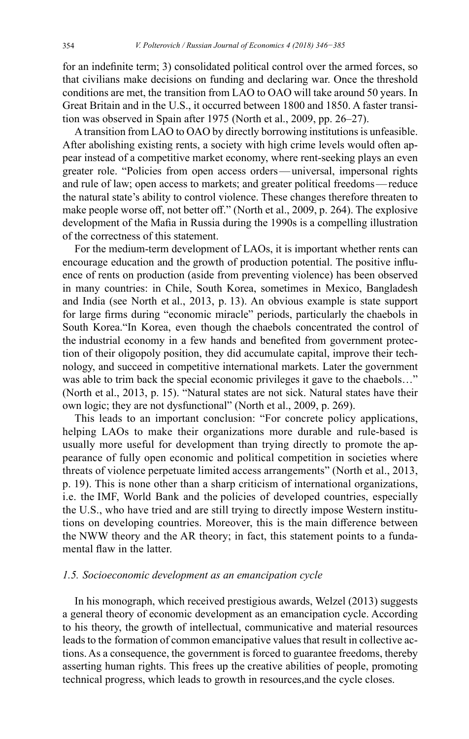for an indefinite term; 3) consolidated political control over the armed forces, so that civilians make decisions on funding and declaring war. Once the threshold conditions are met, the transition from LAO to OAO will take around 50 years. In Great Britain and in the U.S., it occurred between 1800 and 1850. A faster transition was observed in Spain after 1975 (North et al., 2009, pp. 26–27).

A transition from LAO to OAO by directly borrowing institutions is unfeasible. After abolishing existing rents, a society with high crime levels would often appear instead of a competitive market economy, where rent-seeking plays an even greater role. "Policies from open access orders — universal, impersonal rights and rule of law; open access to markets; and greater political freedoms — reduce the natural state's ability to control violence. These changes therefore threaten to make people worse off, not better off." (North et al., 2009, p. 264). The explosive development of the Mafia in Russia during the 1990s is a compelling illustration of the correctness of this statement.

For the medium-term development of LAOs, it is important whether rents can encourage education and the growth of production potential. The positive influence of rents on production (aside from preventing violence) has been observed in many countries: in Chile, South Korea, sometimes in Mexico, Bangladesh and India (see North et al., 2013, p. 13). An obvious example is state support for large firms during "economic miracle" periods, particularly the chaebols in South Korea."In Korea, even though the chaebols concentrated the control of the industrial economy in a few hands and benefited from government protection of their oligopoly position, they did accumulate capital, improve their technology, and succeed in competitive international markets. Later the government was able to trim back the special economic privileges it gave to the chaebols…" (North et al., 2013, p. 15). "Natural states are not sick. Natural states have their own logic; they are not dysfunctional" (North et al., 2009, p. 269).

This leads to an important conclusion: "For concrete policy applications, helping LAOs to make their organizations more durable and rule-based is usually more useful for development than trying directly to promote the appearance of fully open economic and political competition in societies where threats of violence perpetuate limited access arrangements" (North et al., 2013, p. 19). This is none other than a sharp criticism of international organizations, i.e. the IMF, World Bank and the policies of developed countries, especially the U.S., who have tried and are still trying to directly impose Western institutions on developing countries. Moreover, this is the main difference between the NWW theory and the AR theory; in fact, this statement points to a fundamental flaw in the latter.

### *1.5. Socioeconomic development as an emancipation cycle*

In his monograph, which received prestigious awards, Welzel (2013) suggests a general theory of economic development as an emancipation cycle. According to his theory, the growth of intellectual, communicative and material resources leads to the formation of common emancipative values that result in collective actions. As a consequence, the government is forced to guarantee freedoms, thereby asserting human rights. This frees up the creative abilities of people, promoting technical progress, which leads to growth in resources,and the cycle closes.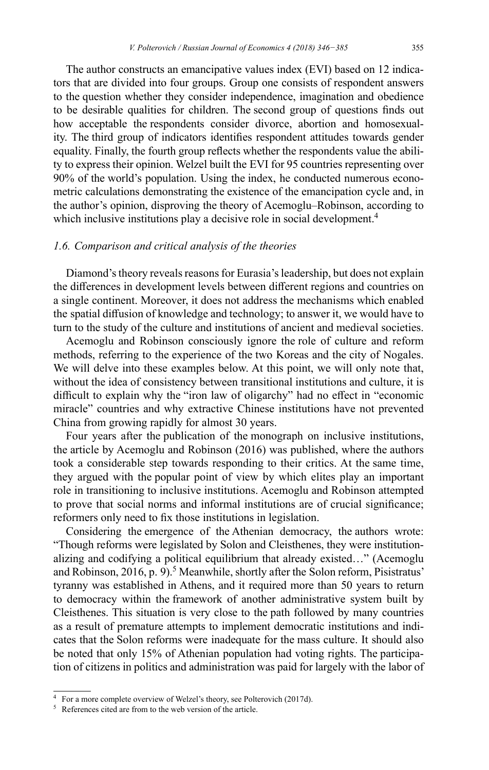The author constructs an emancipative values index (EVI) based on 12 indicators that are divided into four groups. Group one consists of respondent answers to the question whether they consider independence, imagination and obedience to be desirable qualities for children. The second group of questions finds out how acceptable the respondents consider divorce, abortion and homosexuality. The third group of indicators identifies respondent attitudes towards gender equality. Finally, the fourth group reflects whether the respondents value the ability to express their opinion. Welzel built the EVI for 95 countries representing over 90% of the world's population. Using the index, he conducted numerous econometric calculations demonstrating the existence of the emancipation cycle and, in the author's opinion, disproving the theory of Acemoglu–Robinson, according to which inclusive institutions play a decisive role in social development.[4]

### *1.6. Comparison and critical analysis of the theories*

Diamond's theory reveals reasons for Eurasia's leadership, but does not explain the differences in development levels between different regions and countries on a single continent. Moreover, it does not address the mechanisms which enabled the spatial diffusion of knowledge and technology; to answer it, we would have to turn to the study of the culture and institutions of ancient and medieval societies.

Acemoglu and Robinson consciously ignore the role of culture and reform methods, referring to the experience of the two Koreas and the city of Nogales. We will delve into these examples below. At this point, we will only note that, without the idea of consistency between transitional institutions and culture, it is difficult to explain why the "iron law of oligarchy" had no effect in "economic miracle" countries and why extractive Chinese institutions have not prevented China from growing rapidly for almost 30 years.

Four years after the publication of the monograph on inclusive institutions, the article by Acemoglu and Robinson (2016) was published, where the authors took a considerable step towards responding to their critics. At the same time, they argued with the popular point of view by which elites play an important role in transitioning to inclusive institutions. Acemoglu and Robinson attempted to prove that social norms and informal institutions are of crucial significance; reformers only need to fix those institutions in legislation.

Considering the emergence of the Athenian democracy, the authors wrote: "Though reforms were legislated by Solon and Cleisthenes, they were institutionalizing and codifying a political equilibrium that already existed…" (Acemoglu and Robinson, 2016, p. 9).[5] Meanwhile, shortly after the Solon reform, Pisistratus' tyranny was established in Athens, and it required more than 50 years to return to democracy within the framework of another administrative system built by Cleisthenes. This situation is very close to the path followed by many countries as a result of premature attempts to implement democratic institutions and indicates that the Solon reforms were inadequate for the mass culture. It should also be noted that only 15% of Athenian population had voting rights. The participation of citizens in politics and administration was paid for largely with the labor of

---

[4] For a more complete overview of Welzel's theory, see Polterovich (2017d).

[5] References cited are from to the web version of the article.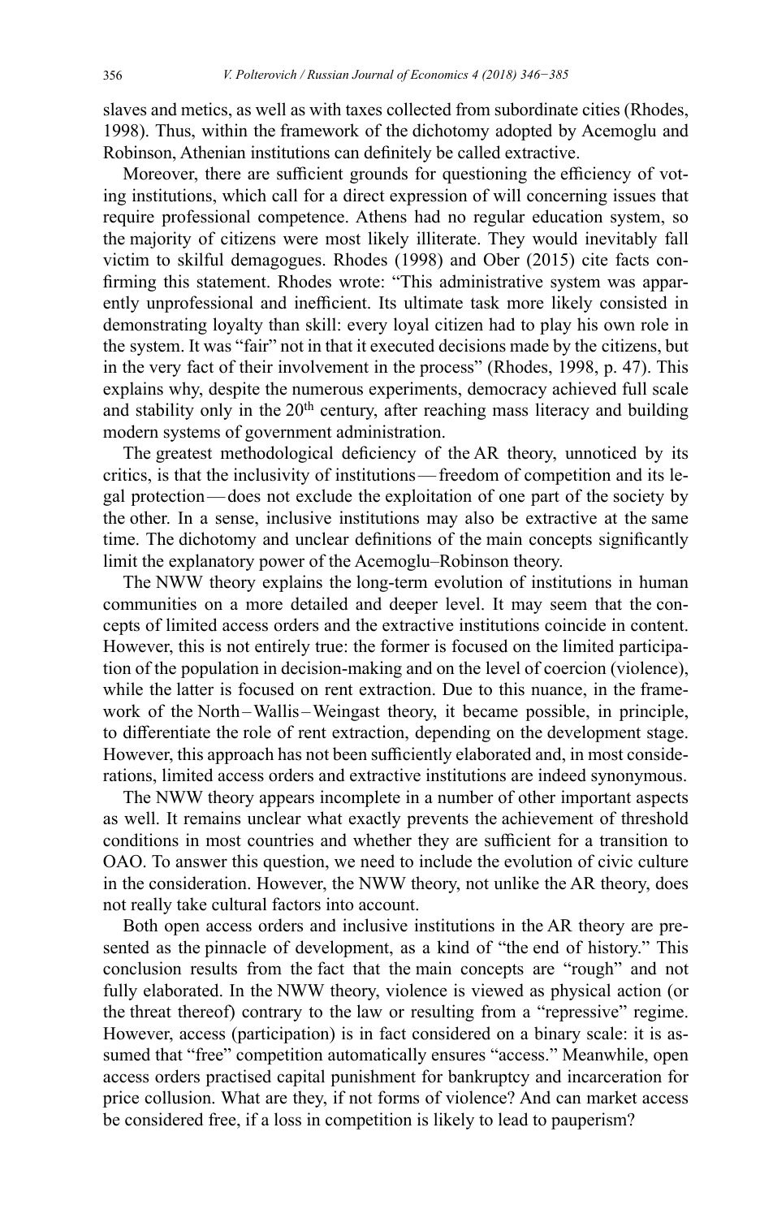slaves and metics, as well as with taxes collected from subordinate cities (Rhodes, 1998). Thus, within the framework of the dichotomy adopted by Acemoglu and Robinson, Athenian institutions can definitely be called extractive.

Moreover, there are sufficient grounds for questioning the efficiency of voting institutions, which call for a direct expression of will concerning issues that require professional competence. Athens had no regular education system, so the majority of citizens were most likely illiterate. They would inevitably fall victim to skilful demagogues. Rhodes (1998) and Ober (2015) cite facts confirming this statement. Rhodes wrote: "This administrative system was apparently unprofessional and inefficient. Its ultimate task more likely consisted in demonstrating loyalty than skill: every loyal citizen had to play his own role in the system. It was "fair" not in that it executed decisions made by the citizens, but in the very fact of their involvement in the process" (Rhodes, 1998, p. 47). This explains why, despite the numerous experiments, democracy achieved full scale and stability only in the 20th century, after reaching mass literacy and building modern systems of government administration.

The greatest methodological deficiency of the AR theory, unnoticed by its critics, is that the inclusivity of institutions — freedom of competition and its legal protection — does not exclude the exploitation of one part of the society by the other. In a sense, inclusive institutions may also be extractive at the same time. The dichotomy and unclear definitions of the main concepts significantly limit the explanatory power of the Acemoglu–Robinson theory.

The NWW theory explains the long-term evolution of institutions in human communities on a more detailed and deeper level. It may seem that the concepts of limited access orders and the extractive institutions coincide in content. However, this is not entirely true: the former is focused on the limited participation of the population in decision-making and on the level of coercion (violence), while the latter is focused on rent extraction. Due to this nuance, in the framework of the North–Wallis–Weingast theory, it became possible, in principle, to differentiate the role of rent extraction, depending on the development stage. However, this approach has not been sufficiently elaborated and, in most considerations, limited access orders and extractive institutions are indeed synonymous.

The NWW theory appears incomplete in a number of other important aspects as well. It remains unclear what exactly prevents the achievement of threshold conditions in most countries and whether they are sufficient for a transition to OAO. To answer this question, we need to include the evolution of civic culture in the consideration. However, the NWW theory, not unlike the AR theory, does not really take cultural factors into account.

Both open access orders and inclusive institutions in the AR theory are presented as the pinnacle of development, as a kind of "the end of history." This conclusion results from the fact that the main concepts are "rough" and not fully elaborated. In the NWW theory, violence is viewed as physical action (or the threat thereof) contrary to the law or resulting from a "repressive" regime. However, access (participation) is in fact considered on a binary scale: it is assumed that "free" competition automatically ensures "access." Meanwhile, open access orders practised capital punishment for bankruptcy and incarceration for price collusion. What are they, if not forms of violence? And can market access be considered free, if a loss in competition is likely to lead to pauperism?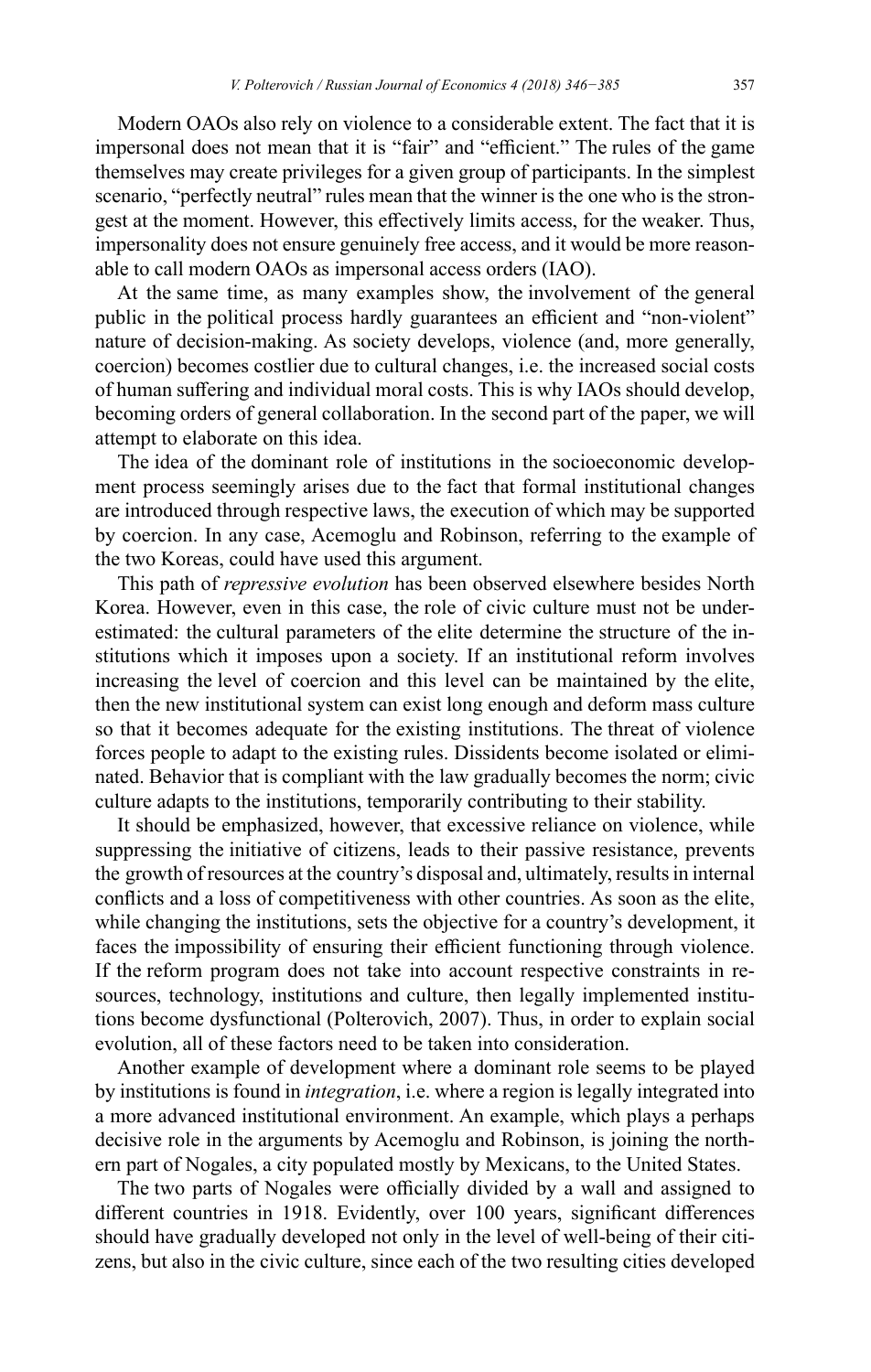Modern OAOs also rely on violence to a considerable extent. The fact that it is impersonal does not mean that it is "fair" and "efficient." The rules of the game themselves may create privileges for a given group of participants. In the simplest scenario, "perfectly neutral" rules mean that the winner is the one who is the strongest at the moment. However, this effectively limits access, for the weaker. Thus, impersonality does not ensure genuinely free access, and it would be more reasonable to call modern OAOs as impersonal access orders (IAO).

At the same time, as many examples show, the involvement of the general public in the political process hardly guarantees an efficient and "non-violent" nature of decision-making. As society develops, violence (and, more generally, coercion) becomes costlier due to cultural changes, i.e. the increased social costs of human suffering and individual moral costs. This is why IAOs should develop, becoming orders of general collaboration. In the second part of the paper, we will attempt to elaborate on this idea.

The idea of the dominant role of institutions in the socioeconomic development process seemingly arises due to the fact that formal institutional changes are introduced through respective laws, the execution of which may be supported by coercion. In any case, Acemoglu and Robinson, referring to the example of the two Koreas, could have used this argument.

This path of *repressive evolution* has been observed elsewhere besides North Korea. However, even in this case, the role of civic culture must not be underestimated: the cultural parameters of the elite determine the structure of the institutions which it imposes upon a society. If an institutional reform involves increasing the level of coercion and this level can be maintained by the elite, then the new institutional system can exist long enough and deform mass culture so that it becomes adequate for the existing institutions. The threat of violence forces people to adapt to the existing rules. Dissidents become isolated or eliminated. Behavior that is compliant with the law gradually becomes the norm; civic culture adapts to the institutions, temporarily contributing to their stability.

It should be emphasized, however, that excessive reliance on violence, while suppressing the initiative of citizens, leads to their passive resistance, prevents the growth of resources at the country's disposal and, ultimately, results in internal conflicts and a loss of competitiveness with other countries. As soon as the elite, while changing the institutions, sets the objective for a country's development, it faces the impossibility of ensuring their efficient functioning through violence. If the reform program does not take into account respective constraints in resources, technology, institutions and culture, then legally implemented institutions become dysfunctional (Polterovich, 2007). Thus, in order to explain social evolution, all of these factors need to be taken into consideration.

Another example of development where a dominant role seems to be played by institutions is found in *integration*, i.e. where a region is legally integrated into a more advanced institutional environment. An example, which plays a perhaps decisive role in the arguments by Acemoglu and Robinson, is joining the northern part of Nogales, a city populated mostly by Mexicans, to the United States.

The two parts of Nogales were officially divided by a wall and assigned to different countries in 1918. Evidently, over 100 years, significant differences should have gradually developed not only in the level of well-being of their citizens, but also in the civic culture, since each of the two resulting cities developed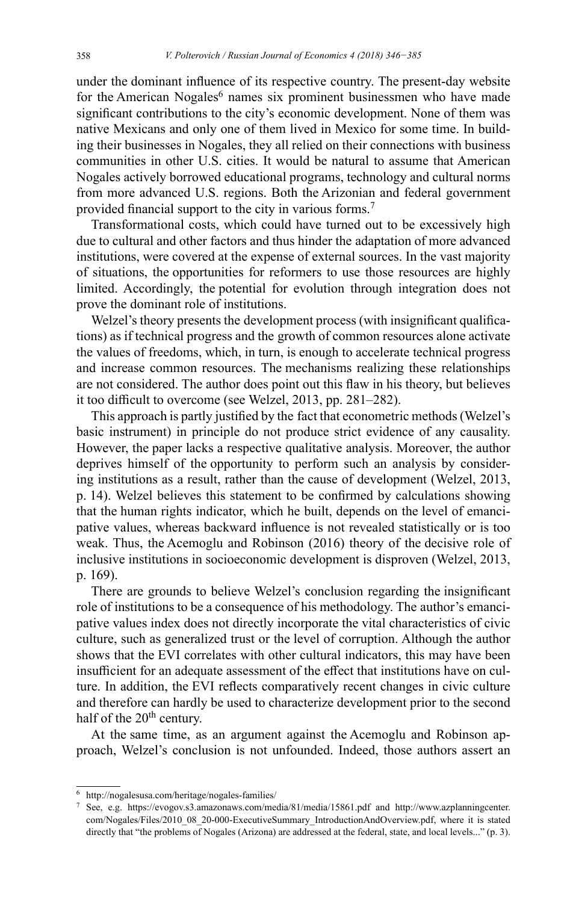under the dominant influence of its respective country. The present-day website for the American Nogales[6] names six prominent businessmen who have made significant contributions to the city's economic development. None of them was native Mexicans and only one of them lived in Mexico for some time. In building their businesses in Nogales, they all relied on their connections with business communities in other U.S. cities. It would be natural to assume that American Nogales actively borrowed educational programs, technology and cultural norms from more advanced U.S. regions. Both the Arizonian and federal government provided financial support to the city in various forms.[7]

Transformational costs, which could have turned out to be excessively high due to cultural and other factors and thus hinder the adaptation of more advanced institutions, were covered at the expense of external sources. In the vast majority of situations, the opportunities for reformers to use those resources are highly limited. Accordingly, the potential for evolution through integration does not prove the dominant role of institutions.

Welzel's theory presents the development process (with insignificant qualifications) as if technical progress and the growth of common resources alone activate the values of freedoms, which, in turn, is enough to accelerate technical progress and increase common resources. The mechanisms realizing these relationships are not considered. The author does point out this flaw in his theory, but believes it too difficult to overcome (see Welzel, 2013, pp. 281–282).

This approach is partly justified by the fact that econometric methods (Welzel's basic instrument) in principle do not produce strict evidence of any causality. However, the paper lacks a respective qualitative analysis. Moreover, the author deprives himself of the opportunity to perform such an analysis by considering institutions as a result, rather than the cause of development (Welzel, 2013, p. 14). Welzel believes this statement to be confirmed by calculations showing that the human rights indicator, which he built, depends on the level of emancipative values, whereas backward influence is not revealed statistically or is too weak. Thus, the Acemoglu and Robinson (2016) theory of the decisive role of inclusive institutions in socioeconomic development is disproven (Welzel, 2013, p. 169).

There are grounds to believe Welzel's conclusion regarding the insignificant role of institutions to be a consequence of his methodology. The author's emancipative values index does not directly incorporate the vital characteristics of civic culture, such as generalized trust or the level of corruption. Although the author shows that the EVI correlates with other cultural indicators, this may have been insufficient for an adequate assessment of the effect that institutions have on culture. In addition, the EVI reflects comparatively recent changes in civic culture and therefore can hardly be used to characterize development prior to the second half of the 20th century.

At the same time, as an argument against the Acemoglu and Robinson approach, Welzel's conclusion is not unfounded. Indeed, those authors assert an

---

[6] http://nogalesusa.com/heritage/nogales-families/

[7] See, e.g. https://evogov.s3.amazonaws.com/media/81/media/15861.pdf and http://www.azplanningcenter.com/Nogales/Files/2010_08_20-000-ExecutiveSummary_IntroductionAndOverview.pdf, where it is stated directly that "the problems of Nogales (Arizona) are addressed at the federal, state, and local levels..." (p. 3).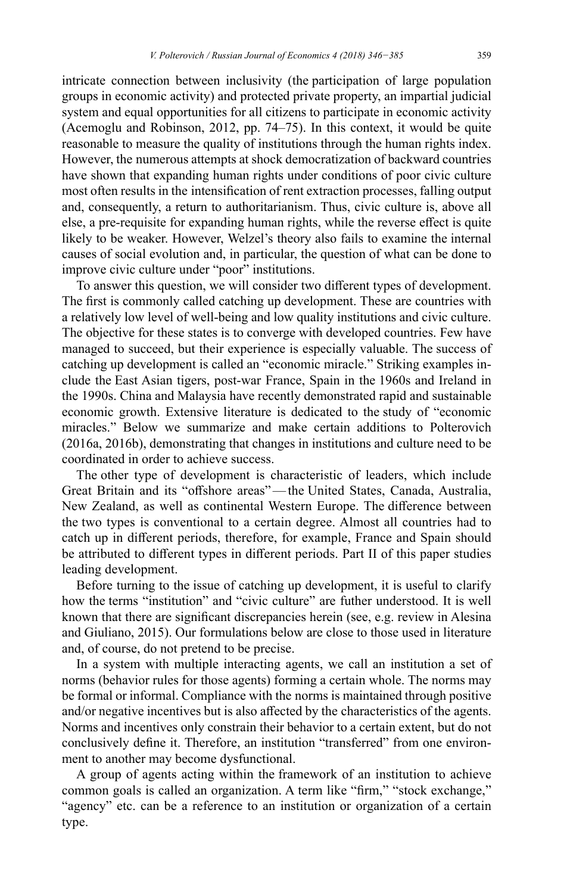intricate connection between inclusivity (the participation of large population groups in economic activity) and protected private property, an impartial judicial system and equal opportunities for all citizens to participate in economic activity (Acemoglu and Robinson, 2012, pp. 74–75). In this context, it would be quite reasonable to measure the quality of institutions through the human rights index. However, the numerous attempts at shock democratization of backward countries have shown that expanding human rights under conditions of poor civic culture most often results in the intensification of rent extraction processes, falling output and, consequently, a return to authoritarianism. Thus, civic culture is, above all else, a pre-requisite for expanding human rights, while the reverse effect is quite likely to be weaker. However, Welzel's theory also fails to examine the internal causes of social evolution and, in particular, the question of what can be done to improve civic culture under "poor" institutions.

To answer this question, we will consider two different types of development. The first is commonly called catching up development. These are countries with a relatively low level of well-being and low quality institutions and civic culture. The objective for these states is to converge with developed countries. Few have managed to succeed, but their experience is especially valuable. The success of catching up development is called an "economic miracle." Striking examples include the East Asian tigers, post-war France, Spain in the 1960s and Ireland in the 1990s. China and Malaysia have recently demonstrated rapid and sustainable economic growth. Extensive literature is dedicated to the study of "economic miracles." Below we summarize and make certain additions to Polterovich (2016a, 2016b), demonstrating that changes in institutions and culture need to be coordinated in order to achieve success.

The other type of development is characteristic of leaders, which include Great Britain and its "offshore areas"—the United States, Canada, Australia, New Zealand, as well as continental Western Europe. The difference between the two types is conventional to a certain degree. Almost all countries had to catch up in different periods, therefore, for example, France and Spain should be attributed to different types in different periods. Part II of this paper studies leading development.

Before turning to the issue of catching up development, it is useful to clarify how the terms "institution" and "civic culture" are futher understood. It is well known that there are significant discrepancies herein (see, e.g. review in Alesina and Giuliano, 2015). Our formulations below are close to those used in literature and, of course, do not pretend to be precise.

In a system with multiple interacting agents, we call an institution a set of norms (behavior rules for those agents) forming a certain whole. The norms may be formal or informal. Compliance with the norms is maintained through positive and/or negative incentives but is also affected by the characteristics of the agents. Norms and incentives only constrain their behavior to a certain extent, but do not conclusively define it. Therefore, an institution "transferred" from one environment to another may become dysfunctional.

A group of agents acting within the framework of an institution to achieve common goals is called an organization. A term like "firm," "stock exchange," "agency" etc. can be a reference to an institution or organization of a certain type.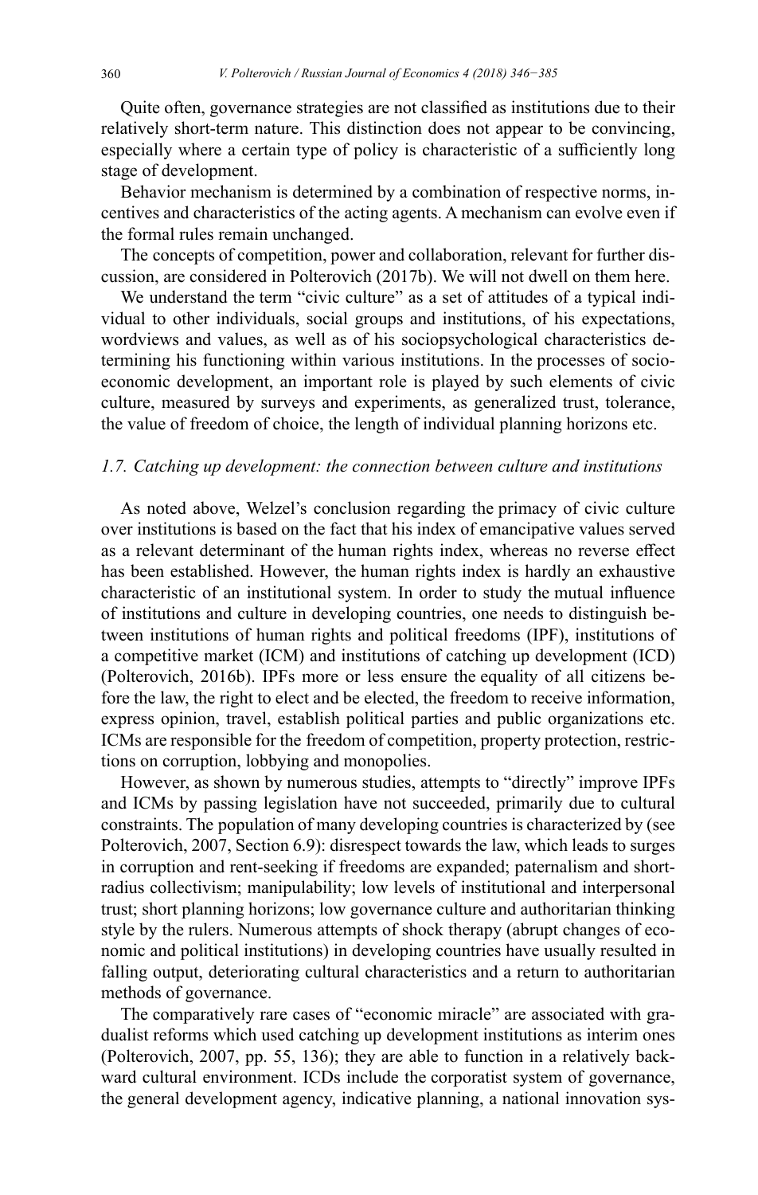Quite often, governance strategies are not classified as institutions due to their relatively short-term nature. This distinction does not appear to be convincing, especially where a certain type of policy is characteristic of a sufficiently long stage of development.

Behavior mechanism is determined by a combination of respective norms, incentives and characteristics of the acting agents. A mechanism can evolve even if the formal rules remain unchanged.

The concepts of competition, power and collaboration, relevant for further discussion, are considered in Polterovich (2017b). We will not dwell on them here.

We understand the term "civic culture" as a set of attitudes of a typical individual to other individuals, social groups and institutions, of his expectations, wordviews and values, as well as of his sociopsychological characteristics determining his functioning within various institutions. In the processes of socio-economic development, an important role is played by such elements of civic culture, measured by surveys and experiments, as generalized trust, tolerance, the value of freedom of choice, the length of individual planning horizons etc.

### *1.7. Catching up development: the connection between culture and institutions*

As noted above, Welzel's conclusion regarding the primacy of civic culture over institutions is based on the fact that his index of emancipative values served as a relevant determinant of the human rights index, whereas no reverse effect has been established. However, the human rights index is hardly an exhaustive characteristic of an institutional system. In order to study the mutual influence of institutions and culture in developing countries, one needs to distinguish between institutions of human rights and political freedoms (IPF), institutions of a competitive market (ICM) and institutions of catching up development (ICD) (Polterovich, 2016b). IPFs more or less ensure the equality of all citizens before the law, the right to elect and be elected, the freedom to receive information, express opinion, travel, establish political parties and public organizations etc. ICMs are responsible for the freedom of competition, property protection, restrictions on corruption, lobbying and monopolies.

However, as shown by numerous studies, attempts to "directly" improve IPFs and ICMs by passing legislation have not succeeded, primarily due to cultural constraints. The population of many developing countries is characterized by (see Polterovich, 2007, Section 6.9): disrespect towards the law, which leads to surges in corruption and rent-seeking if freedoms are expanded; paternalism and short-radius collectivism; manipulability; low levels of institutional and interpersonal trust; short planning horizons; low governance culture and authoritarian thinking style by the rulers. Numerous attempts of shock therapy (abrupt changes of economic and political institutions) in developing countries have usually resulted in falling output, deteriorating cultural characteristics and a return to authoritarian methods of governance.

The comparatively rare cases of "economic miracle" are associated with gradualist reforms which used catching up development institutions as interim ones (Polterovich, 2007, pp. 55, 136); they are able to function in a relatively backward cultural environment. ICDs include the corporatist system of governance, the general development agency, indicative planning, a national innovation sys-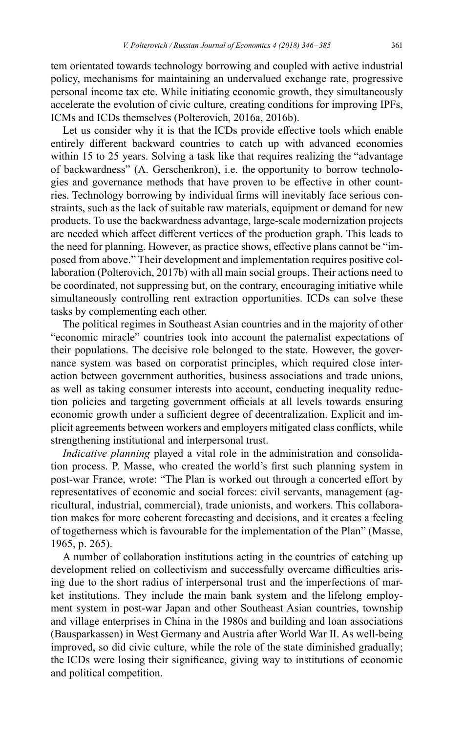tem orientated towards technology borrowing and coupled with active industrial policy, mechanisms for maintaining an undervalued exchange rate, progressive personal income tax etc. While initiating economic growth, they simultaneously accelerate the evolution of civic culture, creating conditions for improving IPFs, ICMs and ICDs themselves (Polterovich, 2016a, 2016b).

Let us consider why it is that the ICDs provide effective tools which enable entirely different backward countries to catch up with advanced economies within 15 to 25 years. Solving a task like that requires realizing the "advantage of backwardness" (A. Gerschenkron), i.e. the opportunity to borrow technologies and governance methods that have proven to be effective in other countries. Technology borrowing by individual firms will inevitably face serious constraints, such as the lack of suitable raw materials, equipment or demand for new products. To use the backwardness advantage, large-scale modernization projects are needed which affect different vertices of the production graph. This leads to the need for planning. However, as practice shows, effective plans cannot be "imposed from above." Their development and implementation requires positive collaboration (Polterovich, 2017b) with all main social groups. Their actions need to be coordinated, not suppressing but, on the contrary, encouraging initiative while simultaneously controlling rent extraction opportunities. ICDs can solve these tasks by complementing each other.

The political regimes in Southeast Asian countries and in the majority of other "economic miracle" countries took into account the paternalist expectations of their populations. The decisive role belonged to the state. However, the governance system was based on corporatist principles, which required close interaction between government authorities, business associations and trade unions, as well as taking consumer interests into account, conducting inequality reduction policies and targeting government officials at all levels towards ensuring economic growth under a sufficient degree of decentralization. Explicit and implicit agreements between workers and employers mitigated class conflicts, while strengthening institutional and interpersonal trust.

*Indicative planning* played a vital role in the administration and consolidation process. P. Masse, who created the world's first such planning system in post-war France, wrote: "The Plan is worked out through a concerted effort by representatives of economic and social forces: civil servants, management (agricultural, industrial, commercial), trade unionists, and workers. This collaboration makes for more coherent forecasting and decisions, and it creates a feeling of togetherness which is favourable for the implementation of the Plan" (Masse, 1965, p. 265).

A number of collaboration institutions acting in the countries of catching up development relied on collectivism and successfully overcame difficulties arising due to the short radius of interpersonal trust and the imperfections of market institutions. They include the main bank system and the lifelong employment system in post-war Japan and other Southeast Asian countries, township and village enterprises in China in the 1980s and building and loan associations (Bausparkassen) in West Germany and Austria after World War II. As well-being improved, so did civic culture, while the role of the state diminished gradually; the ICDs were losing their significance, giving way to institutions of economic and political competition.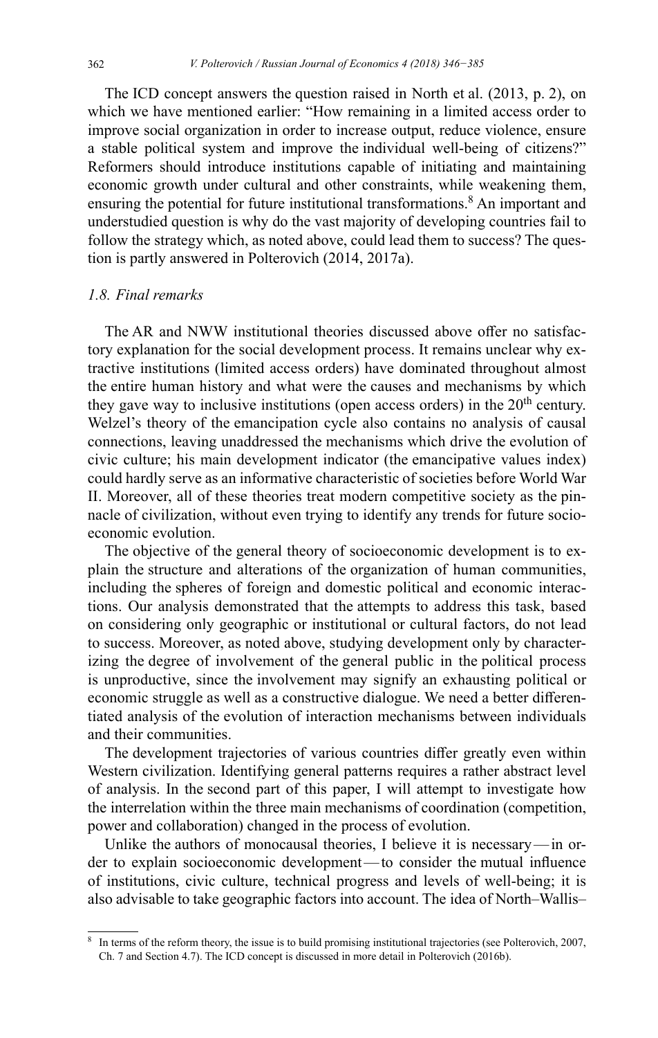The ICD concept answers the question raised in North et al. (2013, p. 2), on which we have mentioned earlier: "How remaining in a limited access order to improve social organization in order to increase output, reduce violence, ensure a stable political system and improve the individual well-being of citizens?" Reformers should introduce institutions capable of initiating and maintaining economic growth under cultural and other constraints, while weakening them, ensuring the potential for future institutional transformations.[8] An important and understudied question is why do the vast majority of developing countries fail to follow the strategy which, as noted above, could lead them to success? The question is partly answered in Polterovich (2014, 2017a).

### *1.8. Final remarks*

The AR and NWW institutional theories discussed above offer no satisfactory explanation for the social development process. It remains unclear why extractive institutions (limited access orders) have dominated throughout almost the entire human history and what were the causes and mechanisms by which they gave way to inclusive institutions (open access orders) in the 20th century. Welzel's theory of the emancipation cycle also contains no analysis of causal connections, leaving unaddressed the mechanisms which drive the evolution of civic culture; his main development indicator (the emancipative values index) could hardly serve as an informative characteristic of societies before World War II. Moreover, all of these theories treat modern competitive society as the pinnacle of civilization, without even trying to identify any trends for future socioeconomic evolution.

The objective of the general theory of socioeconomic development is to explain the structure and alterations of the organization of human communities, including the spheres of foreign and domestic political and economic interactions. Our analysis demonstrated that the attempts to address this task, based on considering only geographic or institutional or cultural factors, do not lead to success. Moreover, as noted above, studying development only by characterizing the degree of involvement of the general public in the political process is unproductive, since the involvement may signify an exhausting political or economic struggle as well as a constructive dialogue. We need a better differentiated analysis of the evolution of interaction mechanisms between individuals and their communities.

The development trajectories of various countries differ greatly even within Western civilization. Identifying general patterns requires a rather abstract level of analysis. In the second part of this paper, I will attempt to investigate how the interrelation within the three main mechanisms of coordination (competition, power and collaboration) changed in the process of evolution.

Unlike the authors of monocausal theories, I believe it is necessary — in order to explain socioeconomic development — to consider the mutual influence of institutions, civic culture, technical progress and levels of well-being; it is also advisable to take geographic factors into account. The idea of North–Wallis–

[8] In terms of the reform theory, the issue is to build promising institutional trajectories (see Polterovich, 2007, Ch. 7 and Section 4.7). The ICD concept is discussed in more detail in Polterovich (2016b).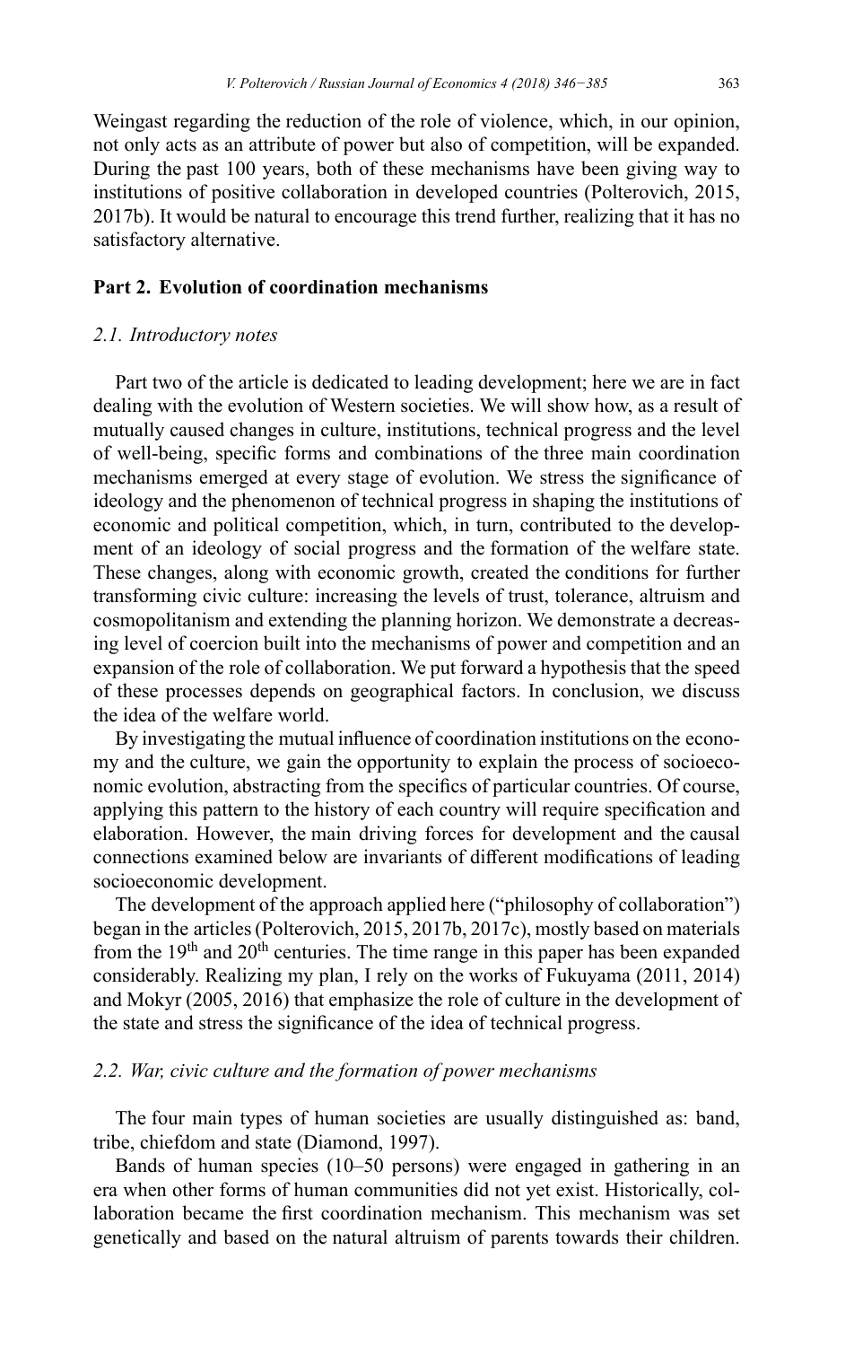Weingast regarding the reduction of the role of violence, which, in our opinion, not only acts as an attribute of power but also of competition, will be expanded. During the past 100 years, both of these mechanisms have been giving way to institutions of positive collaboration in developed countries (Polterovich, 2015, 2017b). It would be natural to encourage this trend further, realizing that it has no satisfactory alternative.

## Part 2. Evolution of coordination mechanisms

### *2.1. Introductory notes*

Part two of the article is dedicated to leading development; here we are in fact dealing with the evolution of Western societies. We will show how, as a result of mutually caused changes in culture, institutions, technical progress and the level of well-being, specific forms and combinations of the three main coordination mechanisms emerged at every stage of evolution. We stress the significance of ideology and the phenomenon of technical progress in shaping the institutions of economic and political competition, which, in turn, contributed to the development of an ideology of social progress and the formation of the welfare state. These changes, along with economic growth, created the conditions for further transforming civic culture: increasing the levels of trust, tolerance, altruism and cosmopolitanism and extending the planning horizon. We demonstrate a decreasing level of coercion built into the mechanisms of power and competition and an expansion of the role of collaboration. We put forward a hypothesis that the speed of these processes depends on geographical factors. In conclusion, we discuss the idea of the welfare world.

By investigating the mutual influence of coordination institutions on the economy and the culture, we gain the opportunity to explain the process of socioeconomic evolution, abstracting from the specifics of particular countries. Of course, applying this pattern to the history of each country will require specification and elaboration. However, the main driving forces for development and the causal connections examined below are invariants of different modifications of leading socioeconomic development.

The development of the approach applied here ("philosophy of collaboration") began in the articles (Polterovich, 2015, 2017b, 2017c), mostly based on materials from the 19th and 20th centuries. The time range in this paper has been expanded considerably. Realizing my plan, I rely on the works of Fukuyama (2011, 2014) and Mokyr (2005, 2016) that emphasize the role of culture in the development of the state and stress the significance of the idea of technical progress.

### *2.2. War, civic culture and the formation of power mechanisms*

The four main types of human societies are usually distinguished as: band, tribe, chiefdom and state (Diamond, 1997).

Bands of human species (10–50 persons) were engaged in gathering in an era when other forms of human communities did not yet exist. Historically, collaboration became the first coordination mechanism. This mechanism was set genetically and based on the natural altruism of parents towards their children.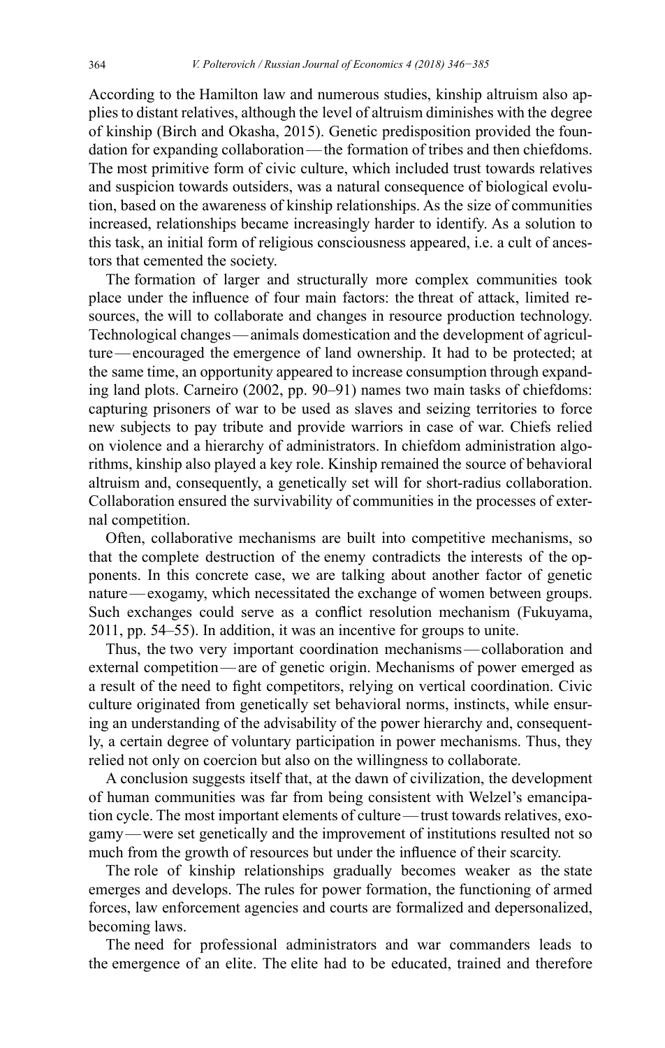According to the Hamilton law and numerous studies, kinship altruism also applies to distant relatives, although the level of altruism diminishes with the degree of kinship (Birch and Okasha, 2015). Genetic predisposition provided the foundation for expanding collaboration — the formation of tribes and then chiefdoms. The most primitive form of civic culture, which included trust towards relatives and suspicion towards outsiders, was a natural consequence of biological evolution, based on the awareness of kinship relationships. As the size of communities increased, relationships became increasingly harder to identify. As a solution to this task, an initial form of religious consciousness appeared, i.e. a cult of ancestors that cemented the society.

The formation of larger and structurally more complex communities took place under the influence of four main factors: the threat of attack, limited resources, the will to collaborate and changes in resource production technology. Technological changes — animals domestication and the development of agriculture — encouraged the emergence of land ownership. It had to be protected; at the same time, an opportunity appeared to increase consumption through expanding land plots. Carneiro (2002, pp. 90–91) names two main tasks of chiefdoms: capturing prisoners of war to be used as slaves and seizing territories to force new subjects to pay tribute and provide warriors in case of war. Chiefs relied on violence and a hierarchy of administrators. In chiefdom administration algorithms, kinship also played a key role. Kinship remained the source of behavioral altruism and, consequently, a genetically set will for short-radius collaboration. Collaboration ensured the survivability of communities in the processes of external competition.

Often, collaborative mechanisms are built into competitive mechanisms, so that the complete destruction of the enemy contradicts the interests of the opponents. In this concrete case, we are talking about another factor of genetic nature — exogamy, which necessitated the exchange of women between groups. Such exchanges could serve as a conflict resolution mechanism (Fukuyama, 2011, pp. 54–55). In addition, it was an incentive for groups to unite.

Thus, the two very important coordination mechanisms — collaboration and external competition — are of genetic origin. Mechanisms of power emerged as a result of the need to fight competitors, relying on vertical coordination. Civic culture originated from genetically set behavioral norms, instincts, while ensuring an understanding of the advisability of the power hierarchy and, consequently, a certain degree of voluntary participation in power mechanisms. Thus, they relied not only on coercion but also on the willingness to collaborate.

A conclusion suggests itself that, at the dawn of civilization, the development of human communities was far from being consistent with Welzel's emancipation cycle. The most important elements of culture — trust towards relatives, exogamy — were set genetically and the improvement of institutions resulted not so much from the growth of resources but under the influence of their scarcity.

The role of kinship relationships gradually becomes weaker as the state emerges and develops. The rules for power formation, the functioning of armed forces, law enforcement agencies and courts are formalized and depersonalized, becoming laws.

The need for professional administrators and war commanders leads to the emergence of an elite. The elite had to be educated, trained and therefore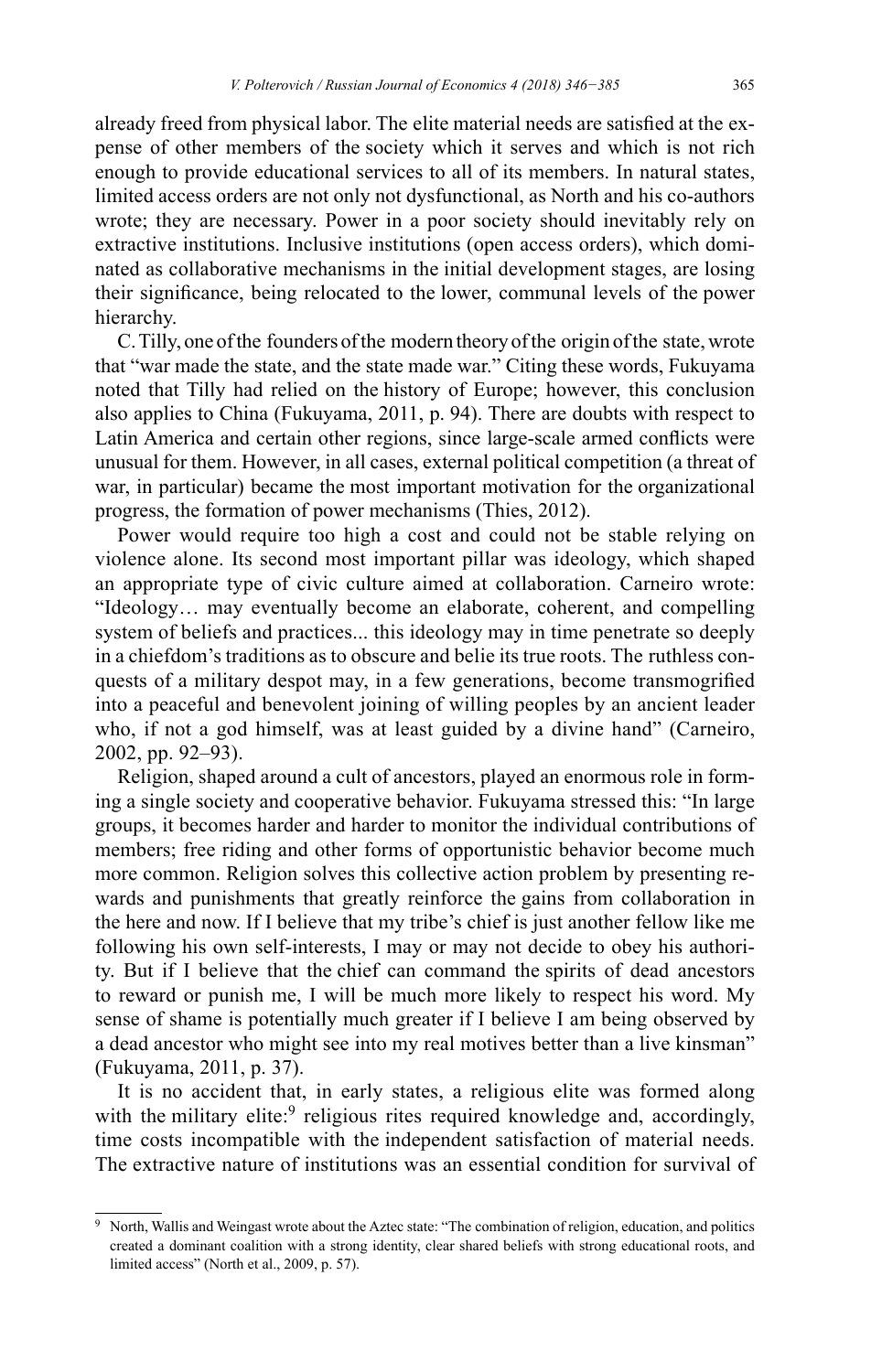already freed from physical labor. The elite material needs are satisfied at the expense of other members of the society which it serves and which is not rich enough to provide educational services to all of its members. In natural states, limited access orders are not only not dysfunctional, as North and his co-authors wrote; they are necessary. Power in a poor society should inevitably rely on extractive institutions. Inclusive institutions (open access orders), which dominated as collaborative mechanisms in the initial development stages, are losing their significance, being relocated to the lower, communal levels of the power hierarchy.

C. Tilly, one of the founders of the modern theory of the origin of the state, wrote that "war made the state, and the state made war." Citing these words, Fukuyama noted that Tilly had relied on the history of Europe; however, this conclusion also applies to China (Fukuyama, 2011, p. 94). There are doubts with respect to Latin America and certain other regions, since large-scale armed conflicts were unusual for them. However, in all cases, external political competition (a threat of war, in particular) became the most important motivation for the organizational progress, the formation of power mechanisms (Thies, 2012).

Power would require too high a cost and could not be stable relying on violence alone. Its second most important pillar was ideology, which shaped an appropriate type of civic culture aimed at collaboration. Carneiro wrote: "Ideology… may eventually become an elaborate, coherent, and compelling system of beliefs and practices... this ideology may in time penetrate so deeply in a chiefdom's traditions as to obscure and belie its true roots. The ruthless conquests of a military despot may, in a few generations, become transmogrified into a peaceful and benevolent joining of willing peoples by an ancient leader who, if not a god himself, was at least guided by a divine hand" (Carneiro, 2002, pp. 92–93).

Religion, shaped around a cult of ancestors, played an enormous role in forming a single society and cooperative behavior. Fukuyama stressed this: "In large groups, it becomes harder and harder to monitor the individual contributions of members; free riding and other forms of opportunistic behavior become much more common. Religion solves this collective action problem by presenting rewards and punishments that greatly reinforce the gains from collaboration in the here and now. If I believe that my tribe's chief is just another fellow like me following his own self-interests, I may or may not decide to obey his authority. But if I believe that the chief can command the spirits of dead ancestors to reward or punish me, I will be much more likely to respect his word. My sense of shame is potentially much greater if I believe I am being observed by a dead ancestor who might see into my real motives better than a live kinsman" (Fukuyama, 2011, p. 37).

It is no accident that, in early states, a religious elite was formed along with the military elite:[9] religious rites required knowledge and, accordingly, time costs incompatible with the independent satisfaction of material needs. The extractive nature of institutions was an essential condition for survival of

[9] North, Wallis and Weingast wrote about the Aztec state: "The combination of religion, education, and politics created a dominant coalition with a strong identity, clear shared beliefs with strong educational roots, and limited access" (North et al., 2009, p. 57).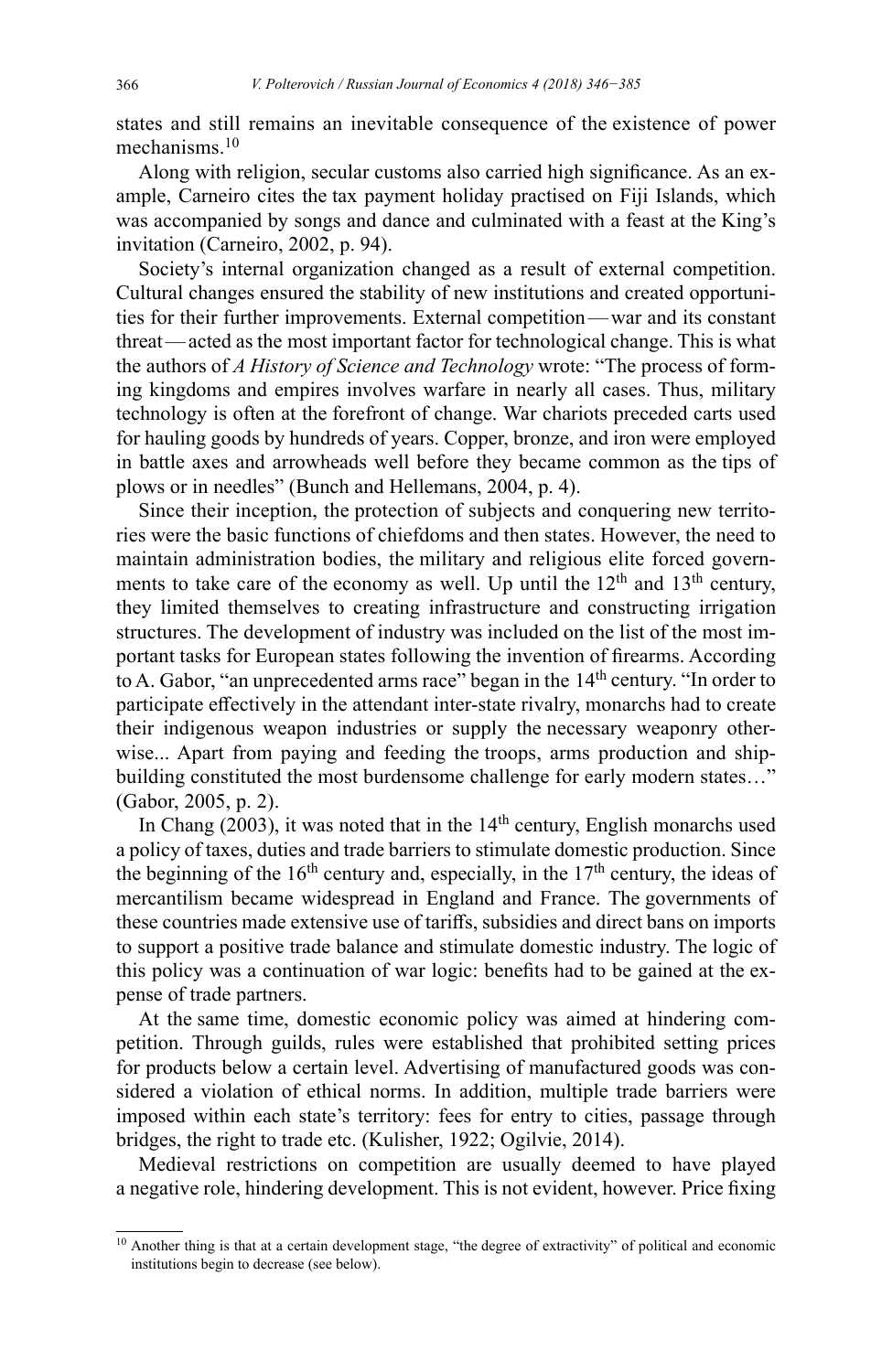states and still remains an inevitable consequence of the existence of power mechanisms.[10]

Along with religion, secular customs also carried high significance. As an example, Carneiro cites the tax payment holiday practised on Fiji Islands, which was accompanied by songs and dance and culminated with a feast at the King's invitation (Carneiro, 2002, p. 94).

Society's internal organization changed as a result of external competition. Cultural changes ensured the stability of new institutions and created opportunities for their further improvements. External competition — war and its constant threat — acted as the most important factor for technological change. This is what the authors of *A History of Science and Technology* wrote: "The process of forming kingdoms and empires involves warfare in nearly all cases. Thus, military technology is often at the forefront of change. War chariots preceded carts used for hauling goods by hundreds of years. Copper, bronze, and iron were employed in battle axes and arrowheads well before they became common as the tips of plows or in needles" (Bunch and Hellemans, 2004, p. 4).

Since their inception, the protection of subjects and conquering new territories were the basic functions of chiefdoms and then states. However, the need to maintain administration bodies, the military and religious elite forced governments to take care of the economy as well. Up until the 12th and 13th century, they limited themselves to creating infrastructure and constructing irrigation structures. The development of industry was included on the list of the most important tasks for European states following the invention of firearms. According to A. Gabor, "an unprecedented arms race" began in the 14th century. "In order to participate effectively in the attendant inter-state rivalry, monarchs had to create their indigenous weapon industries or supply the necessary weaponry otherwise... Apart from paying and feeding the troops, arms production and shipbuilding constituted the most burdensome challenge for early modern states…" (Gabor, 2005, p. 2).

In Chang (2003), it was noted that in the 14th century, English monarchs used a policy of taxes, duties and trade barriers to stimulate domestic production. Since the beginning of the 16th century and, especially, in the 17th century, the ideas of mercantilism became widespread in England and France. The governments of these countries made extensive use of tariffs, subsidies and direct bans on imports to support a positive trade balance and stimulate domestic industry. The logic of this policy was a continuation of war logic: benefits had to be gained at the expense of trade partners.

At the same time, domestic economic policy was aimed at hindering competition. Through guilds, rules were established that prohibited setting prices for products below a certain level. Advertising of manufactured goods was considered a violation of ethical norms. In addition, multiple trade barriers were imposed within each state's territory: fees for entry to cities, passage through bridges, the right to trade etc. (Kulisher, 1922; Ogilvie, 2014).

Medieval restrictions on competition are usually deemed to have played a negative role, hindering development. This is not evident, however. Price fixing

[10] Another thing is that at a certain development stage, "the degree of extractivity" of political and economic institutions begin to decrease (see below).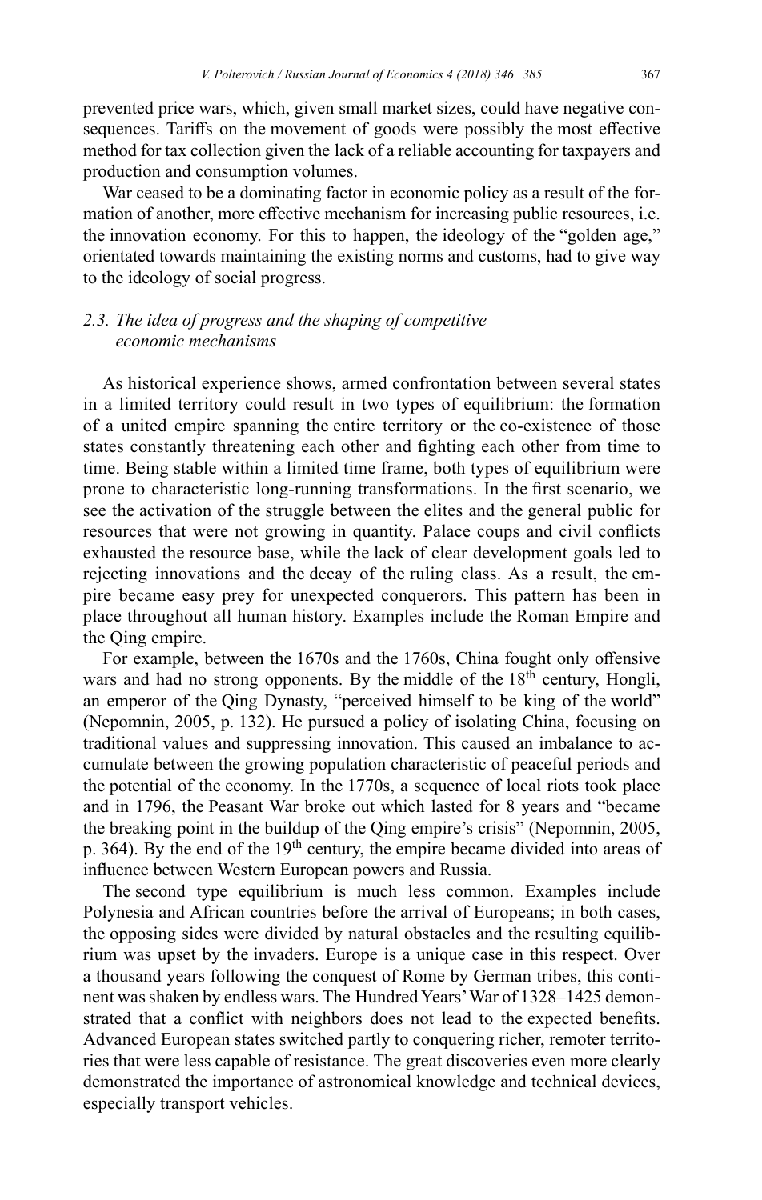prevented price wars, which, given small market sizes, could have negative consequences. Tariffs on the movement of goods were possibly the most effective method for tax collection given the lack of a reliable accounting for taxpayers and production and consumption volumes.

War ceased to be a dominating factor in economic policy as a result of the formation of another, more effective mechanism for increasing public resources, i.e. the innovation economy. For this to happen, the ideology of the "golden age," orientated towards maintaining the existing norms and customs, had to give way to the ideology of social progress.

### *2.3. The idea of progress and the shaping of competitive economic mechanisms*

As historical experience shows, armed confrontation between several states in a limited territory could result in two types of equilibrium: the formation of a united empire spanning the entire territory or the co-existence of those states constantly threatening each other and fighting each other from time to time. Being stable within a limited time frame, both types of equilibrium were prone to characteristic long-running transformations. In the first scenario, we see the activation of the struggle between the elites and the general public for resources that were not growing in quantity. Palace coups and civil conflicts exhausted the resource base, while the lack of clear development goals led to rejecting innovations and the decay of the ruling class. As a result, the empire became easy prey for unexpected conquerors. This pattern has been in place throughout all human history. Examples include the Roman Empire and the Qing empire.

For example, between the 1670s and the 1760s, China fought only offensive wars and had no strong opponents. By the middle of the 18th century, Hongli, an emperor of the Qing Dynasty, "perceived himself to be king of the world" (Nepomnin, 2005, p. 132). He pursued a policy of isolating China, focusing on traditional values and suppressing innovation. This caused an imbalance to accumulate between the growing population characteristic of peaceful periods and the potential of the economy. In the 1770s, a sequence of local riots took place and in 1796, the Peasant War broke out which lasted for 8 years and "became the breaking point in the buildup of the Qing empire's crisis" (Nepomnin, 2005, p. 364). By the end of the 19th century, the empire became divided into areas of influence between Western European powers and Russia.

The second type equilibrium is much less common. Examples include Polynesia and African countries before the arrival of Europeans; in both cases, the opposing sides were divided by natural obstacles and the resulting equilibrium was upset by the invaders. Europe is a unique case in this respect. Over a thousand years following the conquest of Rome by German tribes, this continent was shaken by endless wars. The Hundred Years' War of 1328–1425 demonstrated that a conflict with neighbors does not lead to the expected benefits. Advanced European states switched partly to conquering richer, remoter territories that were less capable of resistance. The great discoveries even more clearly demonstrated the importance of astronomical knowledge and technical devices, especially transport vehicles.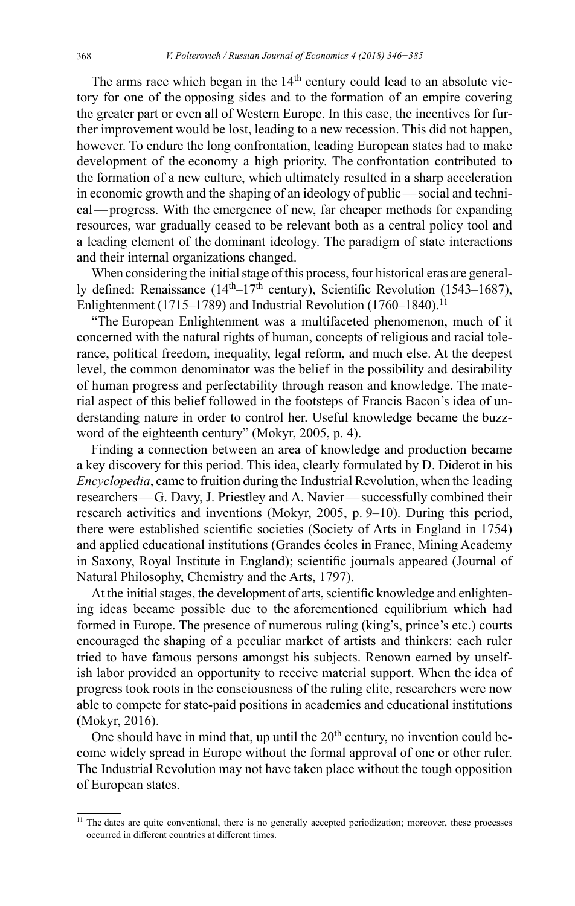The arms race which began in the 14th century could lead to an absolute victory for one of the opposing sides and to the formation of an empire covering the greater part or even all of Western Europe. In this case, the incentives for further improvement would be lost, leading to a new recession. This did not happen, however. To endure the long confrontation, leading European states had to make development of the economy a high priority. The confrontation contributed to the formation of a new culture, which ultimately resulted in a sharp acceleration in economic growth and the shaping of an ideology of public — social and technical — progress. With the emergence of new, far cheaper methods for expanding resources, war gradually ceased to be relevant both as a central policy tool and a leading element of the dominant ideology. The paradigm of state interactions and their internal organizations changed.

When considering the initial stage of this process, four historical eras are generally defined: Renaissance (14th–17th century), Scientific Revolution (1543–1687), Enlightenment (1715–1789) and Industrial Revolution (1760–1840).[11]

"The European Enlightenment was a multifaceted phenomenon, much of it concerned with the natural rights of human, concepts of religious and racial tolerance, political freedom, inequality, legal reform, and much else. At the deepest level, the common denominator was the belief in the possibility and desirability of human progress and perfectability through reason and knowledge. The material aspect of this belief followed in the footsteps of Francis Bacon's idea of understanding nature in order to control her. Useful knowledge became the buzzword of the eighteenth century" (Mokyr, 2005, p. 4).

Finding a connection between an area of knowledge and production became a key discovery for this period. This idea, clearly formulated by D. Diderot in his *Encyclopedia*, came to fruition during the Industrial Revolution, when the leading researchers — G. Davy, J. Priestley and A. Navier — successfully combined their research activities and inventions (Mokyr, 2005, p. 9–10). During this period, there were established scientific societies (Society of Arts in England in 1754) and applied educational institutions (Grandes écoles in France, Mining Academy in Saxony, Royal Institute in England); scientific journals appeared (Journal of Natural Philosophy, Chemistry and the Arts, 1797).

At the initial stages, the development of arts, scientific knowledge and enlightening ideas became possible due to the aforementioned equilibrium which had formed in Europe. The presence of numerous ruling (king's, prince's etc.) courts encouraged the shaping of a peculiar market of artists and thinkers: each ruler tried to have famous persons amongst his subjects. Renown earned by unselfish labor provided an opportunity to receive material support. When the idea of progress took roots in the consciousness of the ruling elite, researchers were now able to compete for state-paid positions in academies and educational institutions (Mokyr, 2016).

One should have in mind that, up until the 20th century, no invention could become widely spread in Europe without the formal approval of one or other ruler. The Industrial Revolution may not have taken place without the tough opposition of European states.

[11] The dates are quite conventional, there is no generally accepted periodization; moreover, these processes occurred in different countries at different times.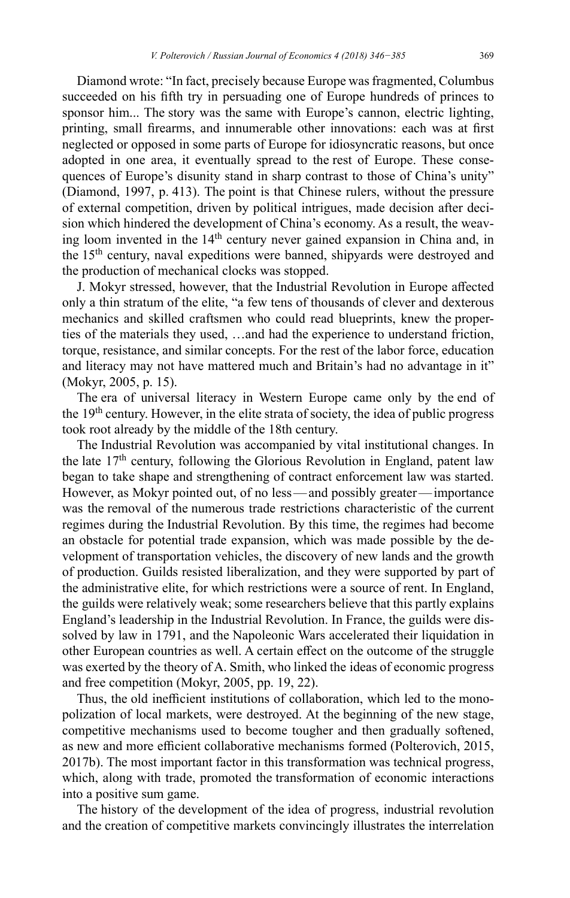Diamond wrote: "In fact, precisely because Europe was fragmented, Columbus succeeded on his fifth try in persuading one of Europe hundreds of princes to sponsor him... The story was the same with Europe's cannon, electric lighting, printing, small firearms, and innumerable other innovations: each was at first neglected or opposed in some parts of Europe for idiosyncratic reasons, but once adopted in one area, it eventually spread to the rest of Europe. These consequences of Europe's disunity stand in sharp contrast to those of China's unity" (Diamond, 1997, p. 413). The point is that Chinese rulers, without the pressure of external competition, driven by political intrigues, made decision after decision which hindered the development of China's economy. As a result, the weaving loom invented in the 14th century never gained expansion in China and, in the 15th century, naval expeditions were banned, shipyards were destroyed and the production of mechanical clocks was stopped.

J. Mokyr stressed, however, that the Industrial Revolution in Europe affected only a thin stratum of the elite, "a few tens of thousands of clever and dexterous mechanics and skilled craftsmen who could read blueprints, knew the properties of the materials they used, …and had the experience to understand friction, torque, resistance, and similar concepts. For the rest of the labor force, education and literacy may not have mattered much and Britain's had no advantage in it" (Mokyr, 2005, p. 15).

The era of universal literacy in Western Europe came only by the end of the 19th century. However, in the elite strata of society, the idea of public progress took root already by the middle of the 18th century.

The Industrial Revolution was accompanied by vital institutional changes. In the late 17th century, following the Glorious Revolution in England, patent law began to take shape and strengthening of contract enforcement law was started. However, as Mokyr pointed out, of no less — and possibly greater — importance was the removal of the numerous trade restrictions characteristic of the current regimes during the Industrial Revolution. By this time, the regimes had become an obstacle for potential trade expansion, which was made possible by the development of transportation vehicles, the discovery of new lands and the growth of production. Guilds resisted liberalization, and they were supported by part of the administrative elite, for which restrictions were a source of rent. In England, the guilds were relatively weak; some researchers believe that this partly explains England's leadership in the Industrial Revolution. In France, the guilds were dissolved by law in 1791, and the Napoleonic Wars accelerated their liquidation in other European countries as well. A certain effect on the outcome of the struggle was exerted by the theory of A. Smith, who linked the ideas of economic progress and free competition (Mokyr, 2005, pp. 19, 22).

Thus, the old inefficient institutions of collaboration, which led to the monopolization of local markets, were destroyed. At the beginning of the new stage, competitive mechanisms used to become tougher and then gradually softened, as new and more efficient collaborative mechanisms formed (Polterovich, 2015, 2017b). The most important factor in this transformation was technical progress, which, along with trade, promoted the transformation of economic interactions into a positive sum game.

The history of the development of the idea of progress, industrial revolution and the creation of competitive markets convincingly illustrates the interrelation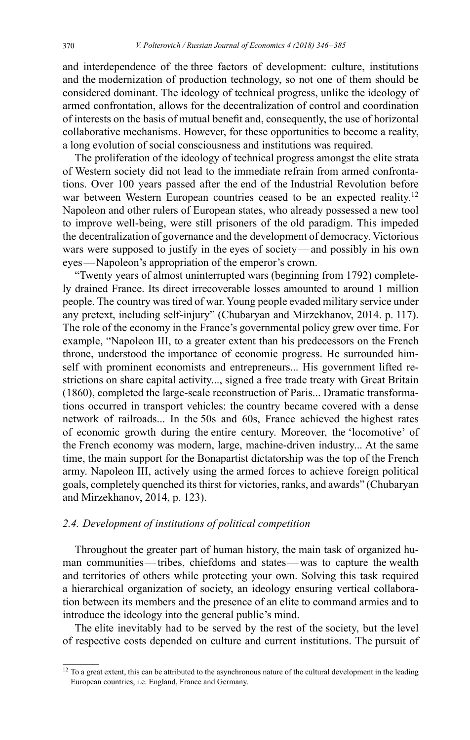and interdependence of the three factors of development: culture, institutions and the modernization of production technology, so not one of them should be considered dominant. The ideology of technical progress, unlike the ideology of armed confrontation, allows for the decentralization of control and coordination of interests on the basis of mutual benefit and, consequently, the use of horizontal collaborative mechanisms. However, for these opportunities to become a reality, a long evolution of social consciousness and institutions was required.

The proliferation of the ideology of technical progress amongst the elite strata of Western society did not lead to the immediate refrain from armed confrontations. Over 100 years passed after the end of the Industrial Revolution before war between Western European countries ceased to be an expected reality.[12] Napoleon and other rulers of European states, who already possessed a new tool to improve well-being, were still prisoners of the old paradigm. This impeded the decentralization of governance and the development of democracy. Victorious wars were supposed to justify in the eyes of society — and possibly in his own eyes — Napoleon's appropriation of the emperor's crown.

"Twenty years of almost uninterrupted wars (beginning from 1792) completely drained France. Its direct irrecoverable losses amounted to around 1 million people. The country was tired of war. Young people evaded military service under any pretext, including self-injury" (Chubaryan and Mirzekhanov, 2014. p. 117). The role of the economy in the France's governmental policy grew over time. For example, "Napoleon III, to a greater extent than his predecessors on the French throne, understood the importance of economic progress. He surrounded himself with prominent economists and entrepreneurs... His government lifted restrictions on share capital activity..., signed a free trade treaty with Great Britain (1860), completed the large-scale reconstruction of Paris... Dramatic transformations occurred in transport vehicles: the country became covered with a dense network of railroads... In the 50s and 60s, France achieved the highest rates of economic growth during the entire century. Moreover, the 'locomotive' of the French economy was modern, large, machine-driven industry... At the same time, the main support for the Bonapartist dictatorship was the top of the French army. Napoleon III, actively using the armed forces to achieve foreign political goals, completely quenched its thirst for victories, ranks, and awards" (Chubaryan and Mirzekhanov, 2014, p. 123).

### *2.4. Development of institutions of political competition*

Throughout the greater part of human history, the main task of organized human communities — tribes, chiefdoms and states — was to capture the wealth and territories of others while protecting your own. Solving this task required a hierarchical organization of society, an ideology ensuring vertical collaboration between its members and the presence of an elite to command armies and to introduce the ideology into the general public's mind.

The elite inevitably had to be served by the rest of the society, but the level of respective costs depended on culture and current institutions. The pursuit of

[12] To a great extent, this can be attributed to the asynchronous nature of the cultural development in the leading European countries, i.e. England, France and Germany.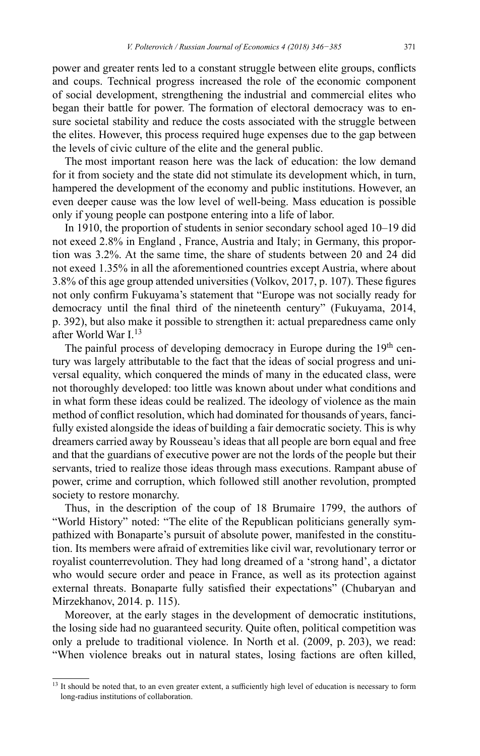power and greater rents led to a constant struggle between elite groups, conflicts and coups. Technical progress increased the role of the economic component of social development, strengthening the industrial and commercial elites who began their battle for power. The formation of electoral democracy was to ensure societal stability and reduce the costs associated with the struggle between the elites. However, this process required huge expenses due to the gap between the levels of civic culture of the elite and the general public.

The most important reason here was the lack of education: the low demand for it from society and the state did not stimulate its development which, in turn, hampered the development of the economy and public institutions. However, an even deeper cause was the low level of well-being. Mass education is possible only if young people can postpone entering into a life of labor.

In 1910, the proportion of students in senior secondary school aged 10–19 did not exeed 2.8% in England , France, Austria and Italy; in Germany, this proportion was 3.2%. At the same time, the share of students between 20 and 24 did not exeed 1.35% in all the aforementioned countries except Austria, where about 3.8% of this age group attended universities (Volkov, 2017, p. 107). These figures not only confirm Fukuyama's statement that "Europe was not socially ready for democracy until the final third of the nineteenth century" (Fukuyama, 2014, p. 392), but also make it possible to strengthen it: actual preparedness came only after World War I.[13]

The painful process of developing democracy in Europe during the 19th century was largely attributable to the fact that the ideas of social progress and universal equality, which conquered the minds of many in the educated class, were not thoroughly developed: too little was known about under what conditions and in what form these ideas could be realized. The ideology of violence as the main method of conflict resolution, which had dominated for thousands of years, fancifully existed alongside the ideas of building a fair democratic society. This is why dreamers carried away by Rousseau's ideas that all people are born equal and free and that the guardians of executive power are not the lords of the people but their servants, tried to realize those ideas through mass executions. Rampant abuse of power, crime and corruption, which followed still another revolution, prompted society to restore monarchy.

Thus, in the description of the coup of 18 Brumaire 1799, the authors of "World History" noted: "The elite of the Republican politicians generally sympathized with Bonaparte's pursuit of absolute power, manifested in the constitution. Its members were afraid of extremities like civil war, revolutionary terror or royalist counterrevolution. They had long dreamed of a 'strong hand', a dictator who would secure order and peace in France, as well as its protection against external threats. Bonaparte fully satisfied their expectations" (Chubaryan and Mirzekhanov, 2014. p. 115).

Moreover, at the early stages in the development of democratic institutions, the losing side had no guaranteed security. Quite often, political competition was only a prelude to traditional violence. In North et al. (2009, p. 203), we read: "When violence breaks out in natural states, losing factions are often killed,

[13] It should be noted that, to an even greater extent, a sufficiently high level of education is necessary to form long-radius institutions of collaboration.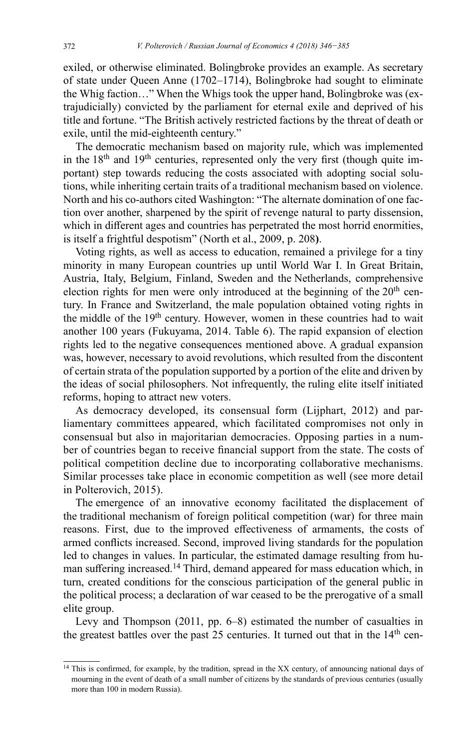exiled, or otherwise eliminated. Bolingbroke provides an example. As secretary of state under Queen Anne (1702–1714), Bolingbroke had sought to eliminate the Whig faction…" When the Whigs took the upper hand, Bolingbroke was (extrajudicially) convicted by the parliament for eternal exile and deprived of his title and fortune. "The British actively restricted factions by the threat of death or exile, until the mid-eighteenth century."

The democratic mechanism based on majority rule, which was implemented in the 18th and 19th centuries, represented only the very first (though quite important) step towards reducing the costs associated with adopting social solutions, while inheriting certain traits of a traditional mechanism based on violence. North and his co-authors cited Washington: "The alternate domination of one faction over another, sharpened by the spirit of revenge natural to party dissension, which in different ages and countries has perpetrated the most horrid enormities, is itself a frightful despotism" (North et al., 2009, p. 208**)**.

Voting rights, as well as access to education, remained a privilege for a tiny minority in many European countries up until World War I. In Great Britain, Austria, Italy, Belgium, Finland, Sweden and the Netherlands, comprehensive election rights for men were only introduced at the beginning of the 20th century. In France and Switzerland, the male population obtained voting rights in the middle of the 19th century. However, women in these countries had to wait another 100 years (Fukuyama, 2014. Table 6). The rapid expansion of election rights led to the negative consequences mentioned above. A gradual expansion was, however, necessary to avoid revolutions, which resulted from the discontent of certain strata of the population supported by a portion of the elite and driven by the ideas of social philosophers. Not infrequently, the ruling elite itself initiated reforms, hoping to attract new voters.

As democracy developed, its consensual form (Lijphart, 2012) and parliamentary committees appeared, which facilitated compromises not only in consensual but also in majoritarian democracies. Opposing parties in a number of countries began to receive financial support from the state. The costs of political competition decline due to incorporating collaborative mechanisms. Similar processes take place in economic competition as well (see more detail in Polterovich, 2015).

The emergence of an innovative economy facilitated the displacement of the traditional mechanism of foreign political competition (war) for three main reasons. First, due to the improved effectiveness of armaments, the costs of armed conflicts increased. Second, improved living standards for the population led to changes in values. In particular, the estimated damage resulting from human suffering increased.[14] Third, demand appeared for mass education which, in turn, created conditions for the conscious participation of the general public in the political process; a declaration of war ceased to be the prerogative of a small elite group.

Levy and Thompson (2011, pp. 6–8) estimated the number of casualties in the greatest battles over the past 25 centuries. It turned out that in the 14th cen-

---

[14] This is confirmed, for example, by the tradition, spread in the XX century, of announcing national days of mourning in the event of death of a small number of citizens by the standards of previous centuries (usually more than 100 in modern Russia).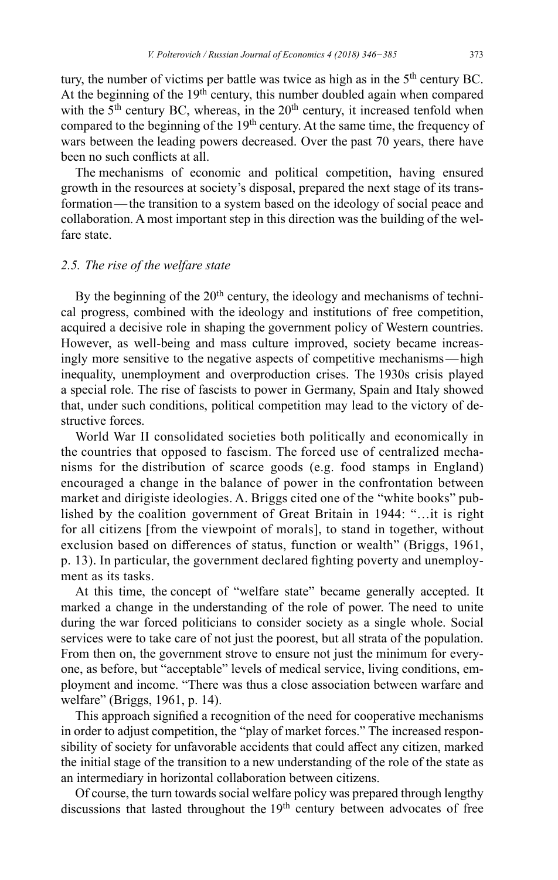tury, the number of victims per battle was twice as high as in the 5th century BC. At the beginning of the 19th century, this number doubled again when compared with the 5th century BC, whereas, in the 20th century, it increased tenfold when compared to the beginning of the 19th century. At the same time, the frequency of wars between the leading powers decreased. Over the past 70 years, there have been no such conflicts at all.

The mechanisms of economic and political competition, having ensured growth in the resources at society's disposal, prepared the next stage of its transformation — the transition to a system based on the ideology of social peace and collaboration. A most important step in this direction was the building of the welfare state.

### *2.5. The rise of the welfare state*

By the beginning of the 20th century, the ideology and mechanisms of technical progress, combined with the ideology and institutions of free competition, acquired a decisive role in shaping the government policy of Western countries. However, as well-being and mass culture improved, society became increasingly more sensitive to the negative aspects of competitive mechanisms — high inequality, unemployment and overproduction crises. The 1930s crisis played a special role. The rise of fascists to power in Germany, Spain and Italy showed that, under such conditions, political competition may lead to the victory of destructive forces.

World War II consolidated societies both politically and economically in the countries that opposed to fascism. The forced use of centralized mechanisms for the distribution of scarce goods (e.g. food stamps in England) encouraged a change in the balance of power in the confrontation between market and dirigiste ideologies. A. Briggs cited one of the "white books" published by the coalition government of Great Britain in 1944: "…it is right for all citizens [from the viewpoint of morals], to stand in together, without exclusion based on differences of status, function or wealth" (Briggs, 1961, p. 13). In particular, the government declared fighting poverty and unemployment as its tasks.

At this time, the concept of "welfare state" became generally accepted. It marked a change in the understanding of the role of power. The need to unite during the war forced politicians to consider society as a single whole. Social services were to take care of not just the poorest, but all strata of the population. From then on, the government strove to ensure not just the minimum for everyone, as before, but "acceptable" levels of medical service, living conditions, employment and income. "There was thus a close association between warfare and welfare" (Briggs, 1961, p. 14).

This approach signified a recognition of the need for cooperative mechanisms in order to adjust competition, the "play of market forces." The increased responsibility of society for unfavorable accidents that could affect any citizen, marked the initial stage of the transition to a new understanding of the role of the state as an intermediary in horizontal collaboration between citizens.

Of course, the turn towards social welfare policy was prepared through lengthy discussions that lasted throughout the 19th century between advocates of free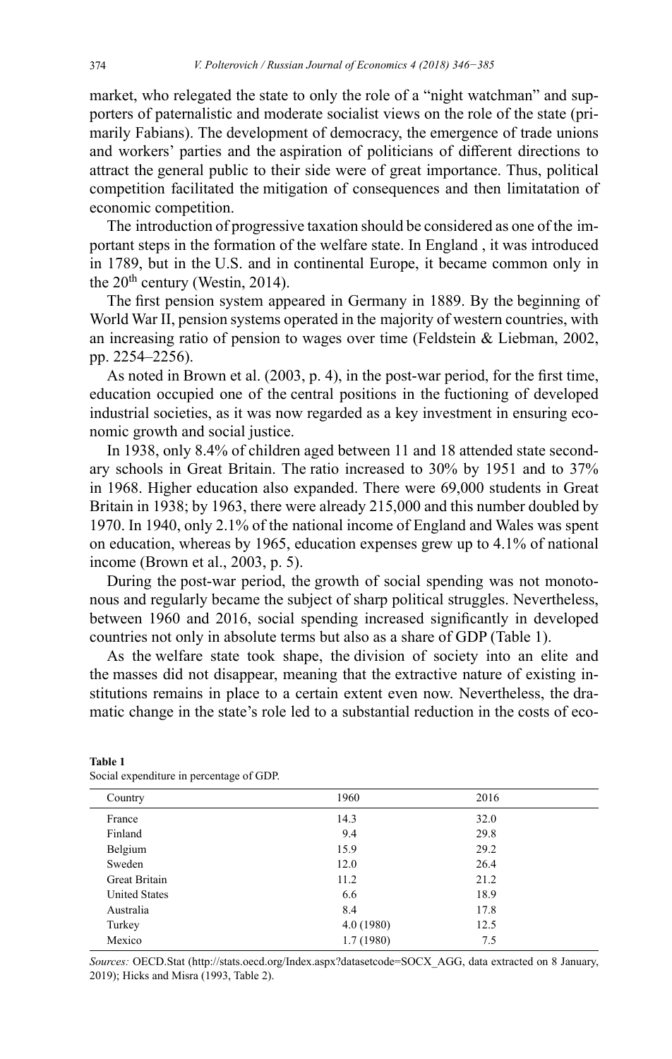market, who relegated the state to only the role of a "night watchman" and supporters of paternalistic and moderate socialist views on the role of the state (primarily Fabians). The development of democracy, the emergence of trade unions and workers' parties and the aspiration of politicians of different directions to attract the general public to their side were of great importance. Thus, political competition facilitated the mitigation of consequences and then limitatation of economic competition.

The introduction of progressive taxation should be considered as one of the important steps in the formation of the welfare state. In England , it was introduced in 1789, but in the U.S. and in continental Europe, it became common only in the 20th century (Westin, 2014).

The first pension system appeared in Germany in 1889. By the beginning of World War II, pension systems operated in the majority of western countries, with an increasing ratio of pension to wages over time (Feldstein & Liebman, 2002, pp. 2254–2256).

As noted in Brown et al. (2003, p. 4), in the post-war period, for the first time, education occupied one of the central positions in the fuctioning of developed industrial societies, as it was now regarded as a key investment in ensuring economic growth and social justice.

In 1938, only 8.4% of children aged between 11 and 18 attended state secondary schools in Great Britain. The ratio increased to 30% by 1951 and to 37% in 1968. Higher education also expanded. There were 69,000 students in Great Britain in 1938; by 1963, there were already 215,000 and this number doubled by 1970. In 1940, only 2.1% of the national income of England and Wales was spent on education, whereas by 1965, education expenses grew up to 4.1% of national income (Brown et al., 2003, p. 5).

During the post-war period, the growth of social spending was not monotonous and regularly became the subject of sharp political struggles. Nevertheless, between 1960 and 2016, social spending increased significantly in developed countries not only in absolute terms but also as a share of GDP (Table 1).

As the welfare state took shape, the division of society into an elite and the masses did not disappear, meaning that the extractive nature of existing institutions remains in place to a certain extent even now. Nevertheless, the dramatic change in the state's role led to a substantial reduction in the costs of eco-

**Table 1**
Social expenditure in percentage of GDP.

| Country | 1960 | 2016 |
|---|---|---|
| France | 14.3 | 32.0 |
| Finland | 9.4 | 29.8 |
| Belgium | 15.9 | 29.2 |
| Sweden | 12.0 | 26.4 |
| Great Britain | 11.2 | 21.2 |
| United States | 6.6 | 18.9 |
| Australia | 8.4 | 17.8 |
| Turkey | 4.0 (1980) | 12.5 |
| Mexico | 1.7 (1980) | 7.5 |

*Sources:* OECD.Stat (http://stats.oecd.org/Index.aspx?datasetcode=SOCX_AGG, data extracted on 8 January, 2019); Hicks and Misra (1993, Table 2).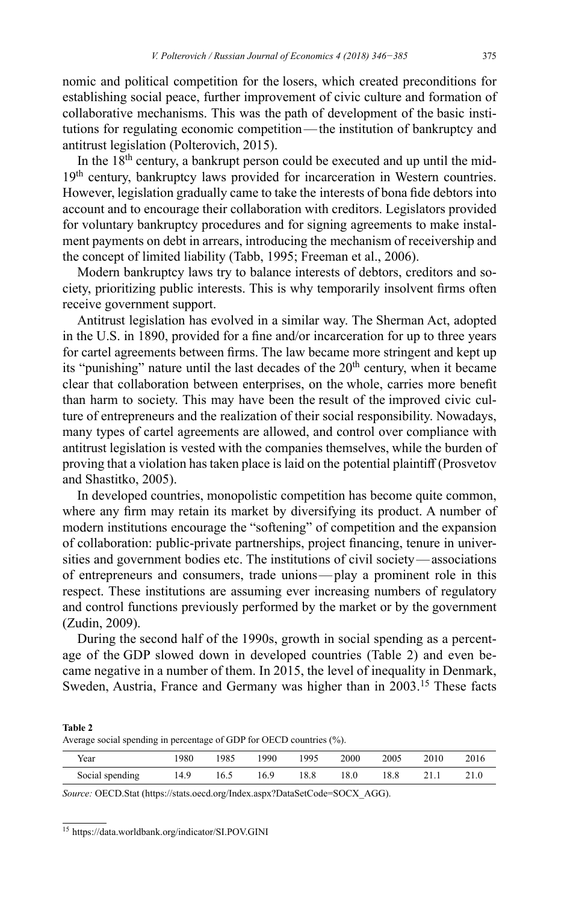nomic and political competition for the losers, which created preconditions for establishing social peace, further improvement of civic culture and formation of collaborative mechanisms. This was the path of development of the basic institutions for regulating economic competition — the institution of bankruptcy and antitrust legislation (Polterovich, 2015).

In the 18th century, a bankrupt person could be executed and up until the mid-19th century, bankruptcy laws provided for incarceration in Western countries. However, legislation gradually came to take the interests of bona fide debtors into account and to encourage their collaboration with creditors. Legislators provided for voluntary bankruptcy procedures and for signing agreements to make instalment payments on debt in arrears, introducing the mechanism of receivership and the concept of limited liability (Tabb, 1995; Freeman et al., 2006).

Modern bankruptcy laws try to balance interests of debtors, creditors and society, prioritizing public interests. This is why temporarily insolvent firms often receive government support.

Antitrust legislation has evolved in a similar way. The Sherman Act, adopted in the U.S. in 1890, provided for a fine and/or incarceration for up to three years for cartel agreements between firms. The law became more stringent and kept up its "punishing" nature until the last decades of the 20th century, when it became clear that collaboration between enterprises, on the whole, carries more benefit than harm to society. This may have been the result of the improved civic culture of entrepreneurs and the realization of their social responsibility. Nowadays, many types of cartel agreements are allowed, and control over compliance with antitrust legislation is vested with the companies themselves, while the burden of proving that a violation has taken place is laid on the potential plaintiff (Prosvetov and Shastitko, 2005).

In developed countries, monopolistic competition has become quite common, where any firm may retain its market by diversifying its product. A number of modern institutions encourage the "softening" of competition and the expansion of collaboration: public-private partnerships, project financing, tenure in universities and government bodies etc. The institutions of civil society — associations of entrepreneurs and consumers, trade unions — play a prominent role in this respect. These institutions are assuming ever increasing numbers of regulatory and control functions previously performed by the market or by the government (Zudin, 2009).

During the second half of the 1990s, growth in social spending as a percentage of the GDP slowed down in developed countries (Table 2) and even became negative in a number of them. In 2015, the level of inequality in Denmark, Sweden, Austria, France and Germany was higher than in 2003.[15] These facts

**Table 2**
Average social spending in percentage of GDP for OECD countries (%).

| Year | 1980 | 1985 | 1990 | 1995 | 2000 | 2005 | 2010 | 2016 |
|---|---|---|---|---|---|---|---|---|
| Social spending | 14.9 | 16.5 | 16.9 | 18.8 | 18.0 | 18.8 | 21.1 | 21.0 |

*Source:* OECD.Stat (https://stats.oecd.org/Index.aspx?DataSetCode=SOCX_AGG).

[15] https://data.worldbank.org/indicator/SI.POV.GINI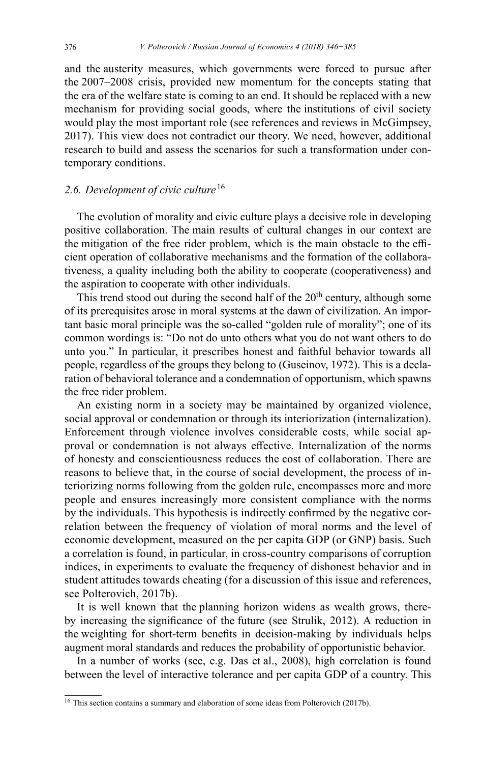and the austerity measures, which governments were forced to pursue after the 2007–2008 crisis, provided new momentum for the concepts stating that the era of the welfare state is coming to an end. It should be replaced with a new mechanism for providing social goods, where the institutions of civil society would play the most important role (see references and reviews in McGimpsey, 2017). This view does not contradict our theory. We need, however, additional research to build and assess the scenarios for such a transformation under contemporary conditions.

### 2.6. Development of civic culture[16]

The evolution of morality and civic culture plays a decisive role in developing positive collaboration. The main results of cultural changes in our context are the mitigation of the free rider problem, which is the main obstacle to the efficient operation of collaborative mechanisms and the formation of the collaborativeness, a quality including both the ability to cooperate (cooperativeness) and the aspiration to cooperate with other individuals.

This trend stood out during the second half of the 20th century, although some of its prerequisites arose in moral systems at the dawn of civilization. An important basic moral principle was the so-called "golden rule of morality"; one of its common wordings is: "Do not do unto others what you do not want others to do unto you." In particular, it prescribes honest and faithful behavior towards all people, regardless of the groups they belong to (Guseinov, 1972). This is a declaration of behavioral tolerance and a condemnation of opportunism, which spawns the free rider problem.

An existing norm in a society may be maintained by organized violence, social approval or condemnation or through its interiorization (internalization). Enforcement through violence involves considerable costs, while social approval or condemnation is not always effective. Internalization of the norms of honesty and conscientiousness reduces the cost of collaboration. There are reasons to believe that, in the course of social development, the process of interiorizing norms following from the golden rule, encompasses more and more people and ensures increasingly more consistent compliance with the norms by the individuals. This hypothesis is indirectly confirmed by the negative correlation between the frequency of violation of moral norms and the level of economic development, measured on the per capita GDP (or GNP) basis. Such a correlation is found, in particular, in cross-country comparisons of corruption indices, in experiments to evaluate the frequency of dishonest behavior and in student attitudes towards cheating (for a discussion of this issue and references, see Polterovich, 2017b).

It is well known that the planning horizon widens as wealth grows, thereby increasing the significance of the future (see Strulik, 2012). A reduction in the weighting for short-term benefits in decision-making by individuals helps augment moral standards and reduces the probability of opportunistic behavior.

In a number of works (see, e.g. Das et al., 2008), high correlation is found between the level of interactive tolerance and per capita GDP of a country. This

[16] This section contains a summary and elaboration of some ideas from Polterovich (2017b).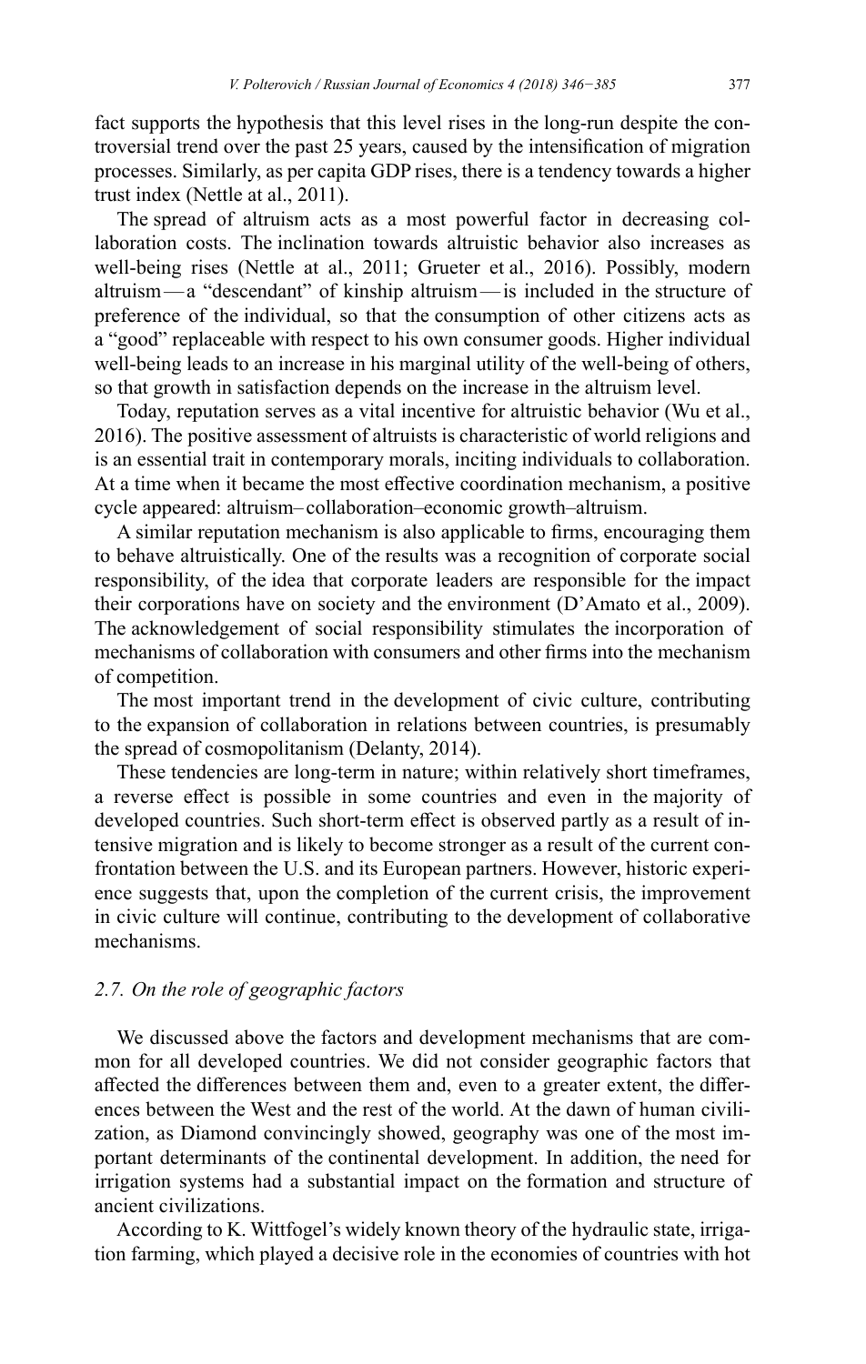fact supports the hypothesis that this level rises in the long-run despite the controversial trend over the past 25 years, caused by the intensification of migration processes. Similarly, as per capita GDP rises, there is a tendency towards a higher trust index (Nettle at al., 2011).

The spread of altruism acts as a most powerful factor in decreasing collaboration costs. The inclination towards altruistic behavior also increases as well-being rises (Nettle at al., 2011; Grueter et al., 2016). Possibly, modern altruism — a "descendant" of kinship altruism — is included in the structure of preference of the individual, so that the consumption of other citizens acts as a "good" replaceable with respect to his own consumer goods. Higher individual well-being leads to an increase in his marginal utility of the well-being of others, so that growth in satisfaction depends on the increase in the altruism level.

Today, reputation serves as a vital incentive for altruistic behavior (Wu et al., 2016). The positive assessment of altruists is characteristic of world religions and is an essential trait in contemporary morals, inciting individuals to collaboration. At a time when it became the most effective coordination mechanism, a positive cycle appeared: altruism–collaboration–economic growth–altruism.

A similar reputation mechanism is also applicable to firms, encouraging them to behave altruistically. One of the results was a recognition of corporate social responsibility, of the idea that corporate leaders are responsible for the impact their corporations have on society and the environment (D'Amato et al., 2009). The acknowledgement of social responsibility stimulates the incorporation of mechanisms of collaboration with consumers and other firms into the mechanism of competition.

The most important trend in the development of civic culture, contributing to the expansion of collaboration in relations between countries, is presumably the spread of cosmopolitanism (Delanty, 2014).

These tendencies are long-term in nature; within relatively short timeframes, a reverse effect is possible in some countries and even in the majority of developed countries. Such short-term effect is observed partly as a result of intensive migration and is likely to become stronger as a result of the current confrontation between the U.S. and its European partners. However, historic experience suggests that, upon the completion of the current crisis, the improvement in civic culture will continue, contributing to the development of collaborative mechanisms.

### *2.7. On the role of geographic factors*

We discussed above the factors and development mechanisms that are common for all developed countries. We did not consider geographic factors that affected the differences between them and, even to a greater extent, the differences between the West and the rest of the world. At the dawn of human civilization, as Diamond convincingly showed, geography was one of the most important determinants of the continental development. In addition, the need for irrigation systems had a substantial impact on the formation and structure of ancient civilizations.

According to K. Wittfogel's widely known theory of the hydraulic state, irrigation farming, which played a decisive role in the economies of countries with hot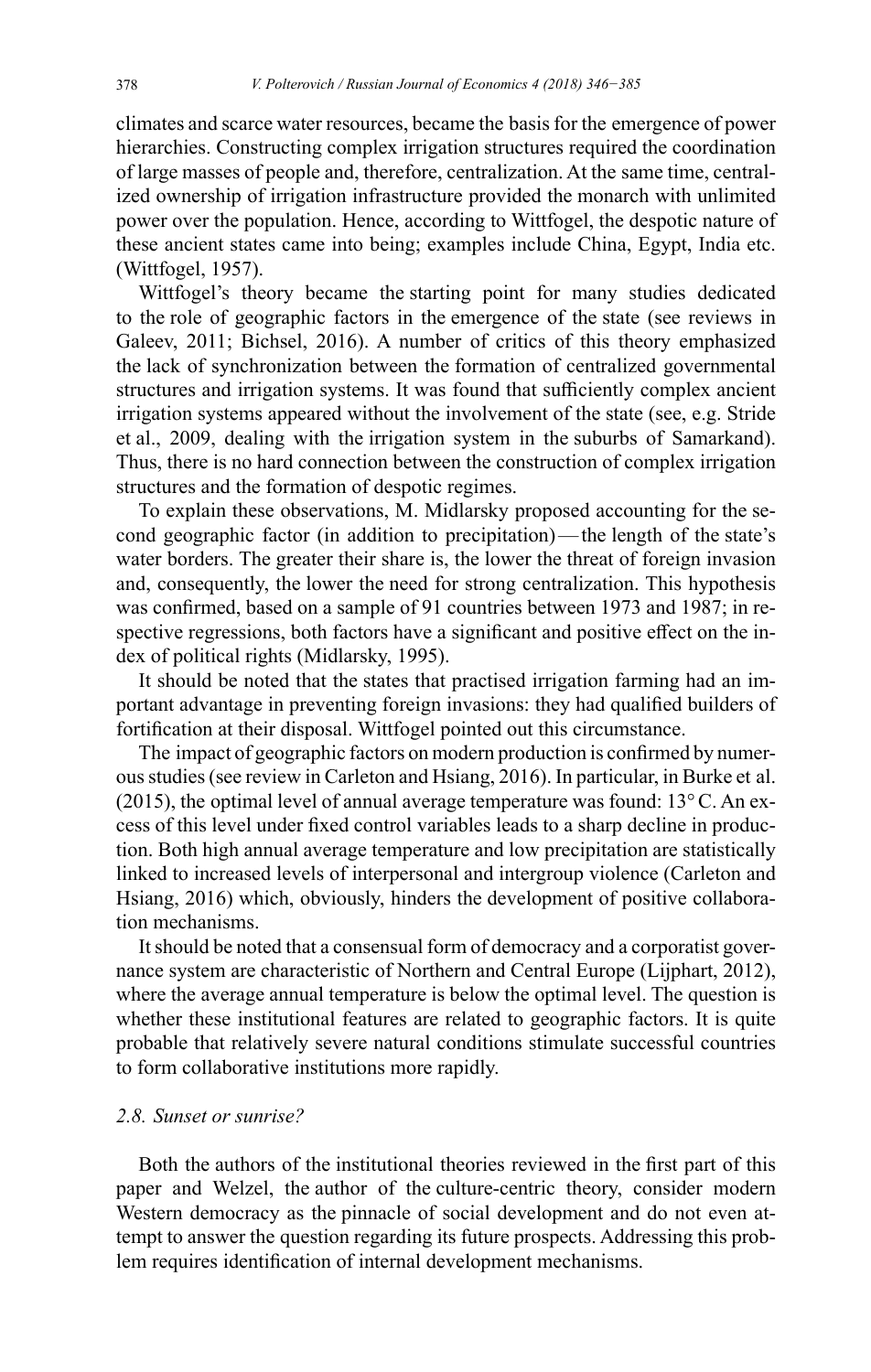climates and scarce water resources, became the basis for the emergence of power hierarchies. Constructing complex irrigation structures required the coordination of large masses of people and, therefore, centralization. At the same time, centralized ownership of irrigation infrastructure provided the monarch with unlimited power over the population. Hence, according to Wittfogel, the despotic nature of these ancient states came into being; examples include China, Egypt, India etc. (Wittfogel, 1957).

Wittfogel's theory became the starting point for many studies dedicated to the role of geographic factors in the emergence of the state (see reviews in Galeev, 2011; Bichsel, 2016). A number of critics of this theory emphasized the lack of synchronization between the formation of centralized governmental structures and irrigation systems. It was found that sufficiently complex ancient irrigation systems appeared without the involvement of the state (see, e.g. Stride et al., 2009, dealing with the irrigation system in the suburbs of Samarkand). Thus, there is no hard connection between the construction of complex irrigation structures and the formation of despotic regimes.

To explain these observations, M. Midlarsky proposed accounting for the second geographic factor (in addition to precipitation) — the length of the state's water borders. The greater their share is, the lower the threat of foreign invasion and, consequently, the lower the need for strong centralization. This hypothesis was confirmed, based on a sample of 91 countries between 1973 and 1987; in respective regressions, both factors have a significant and positive effect on the index of political rights (Midlarsky, 1995).

It should be noted that the states that practised irrigation farming had an important advantage in preventing foreign invasions: they had qualified builders of fortification at their disposal. Wittfogel pointed out this circumstance.

The impact of geographic factors on modern production is confirmed by numerous studies (see review in Carleton and Hsiang, 2016). In particular, in Burke et al. (2015), the optimal level of annual average temperature was found: 13° C. An excess of this level under fixed control variables leads to a sharp decline in production. Both high annual average temperature and low precipitation are statistically linked to increased levels of interpersonal and intergroup violence (Carleton and Hsiang, 2016) which, obviously, hinders the development of positive collaboration mechanisms.

It should be noted that a consensual form of democracy and a corporatist governance system are characteristic of Northern and Central Europe (Lijphart, 2012), where the average annual temperature is below the optimal level. The question is whether these institutional features are related to geographic factors. It is quite probable that relatively severe natural conditions stimulate successful countries to form collaborative institutions more rapidly.

### *2.8. Sunset or sunrise?*

Both the authors of the institutional theories reviewed in the first part of this paper and Welzel, the author of the culture-centric theory, consider modern Western democracy as the pinnacle of social development and do not even attempt to answer the question regarding its future prospects. Addressing this problem requires identification of internal development mechanisms.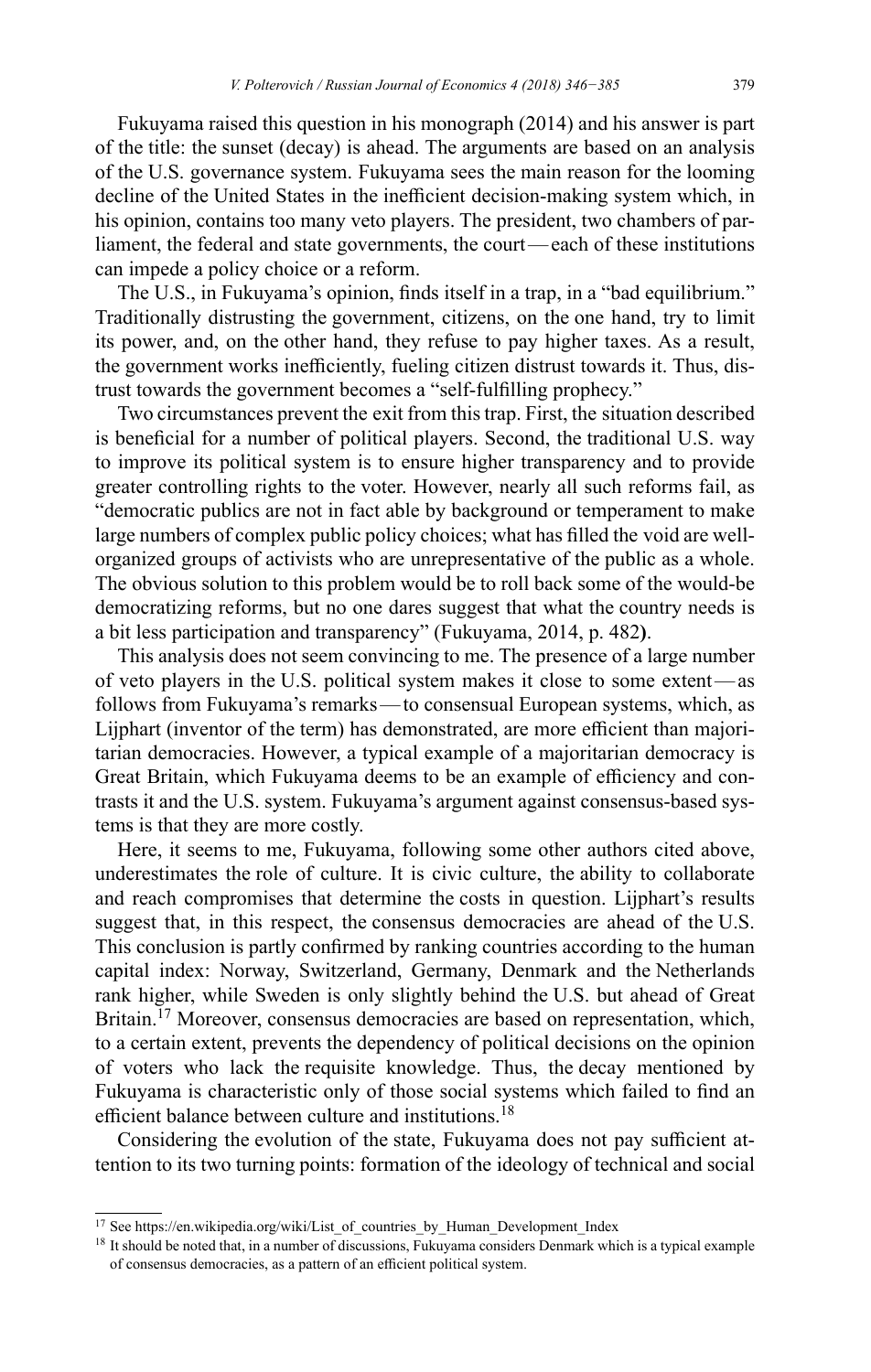Fukuyama raised this question in his monograph (2014) and his answer is part of the title: the sunset (decay) is ahead. The arguments are based on an analysis of the U.S. governance system. Fukuyama sees the main reason for the looming decline of the United States in the inefficient decision-making system which, in his opinion, contains too many veto players. The president, two chambers of parliament, the federal and state governments, the court — each of these institutions can impede a policy choice or a reform.

The U.S., in Fukuyama's opinion, finds itself in a trap, in a "bad equilibrium." Traditionally distrusting the government, citizens, on the one hand, try to limit its power, and, on the other hand, they refuse to pay higher taxes. As a result, the government works inefficiently, fueling citizen distrust towards it. Thus, distrust towards the government becomes a "self-fulfilling prophecy."

Two circumstances prevent the exit from this trap. First, the situation described is beneficial for a number of political players. Second, the traditional U.S. way to improve its political system is to ensure higher transparency and to provide greater controlling rights to the voter. However, nearly all such reforms fail, as "democratic publics are not in fact able by background or temperament to make large numbers of complex public policy choices; what has filled the void are well-organized groups of activists who are unrepresentative of the public as a whole. The obvious solution to this problem would be to roll back some of the would-be democratizing reforms, but no one dares suggest that what the country needs is a bit less participation and transparency" (Fukuyama, 2014, p. 482**)**.

This analysis does not seem convincing to me. The presence of a large number of veto players in the U.S. political system makes it close to some extent — as follows from Fukuyama's remarks — to consensual European systems, which, as Lijphart (inventor of the term) has demonstrated, are more efficient than majoritarian democracies. However, a typical example of a majoritarian democracy is Great Britain, which Fukuyama deems to be an example of efficiency and contrasts it and the U.S. system. Fukuyama's argument against consensus-based systems is that they are more costly.

Here, it seems to me, Fukuyama, following some other authors cited above, underestimates the role of culture. It is civic culture, the ability to collaborate and reach compromises that determine the costs in question. Lijphart's results suggest that, in this respect, the consensus democracies are ahead of the U.S. This conclusion is partly confirmed by ranking countries according to the human capital index: Norway, Switzerland, Germany, Denmark and the Netherlands rank higher, while Sweden is only slightly behind the U.S. but ahead of Great Britain.[17] Moreover, consensus democracies are based on representation, which, to a certain extent, prevents the dependency of political decisions on the opinion of voters who lack the requisite knowledge. Thus, the decay mentioned by Fukuyama is characteristic only of those social systems which failed to find an efficient balance between culture and institutions.[18]

Considering the evolution of the state, Fukuyama does not pay sufficient attention to its two turning points: formation of the ideology of technical and social

---

[17] See https://en.wikipedia.org/wiki/List_of_countries_by_Human_Development_Index

[18] It should be noted that, in a number of discussions, Fukuyama considers Denmark which is a typical example of consensus democracies, as a pattern of an efficient political system.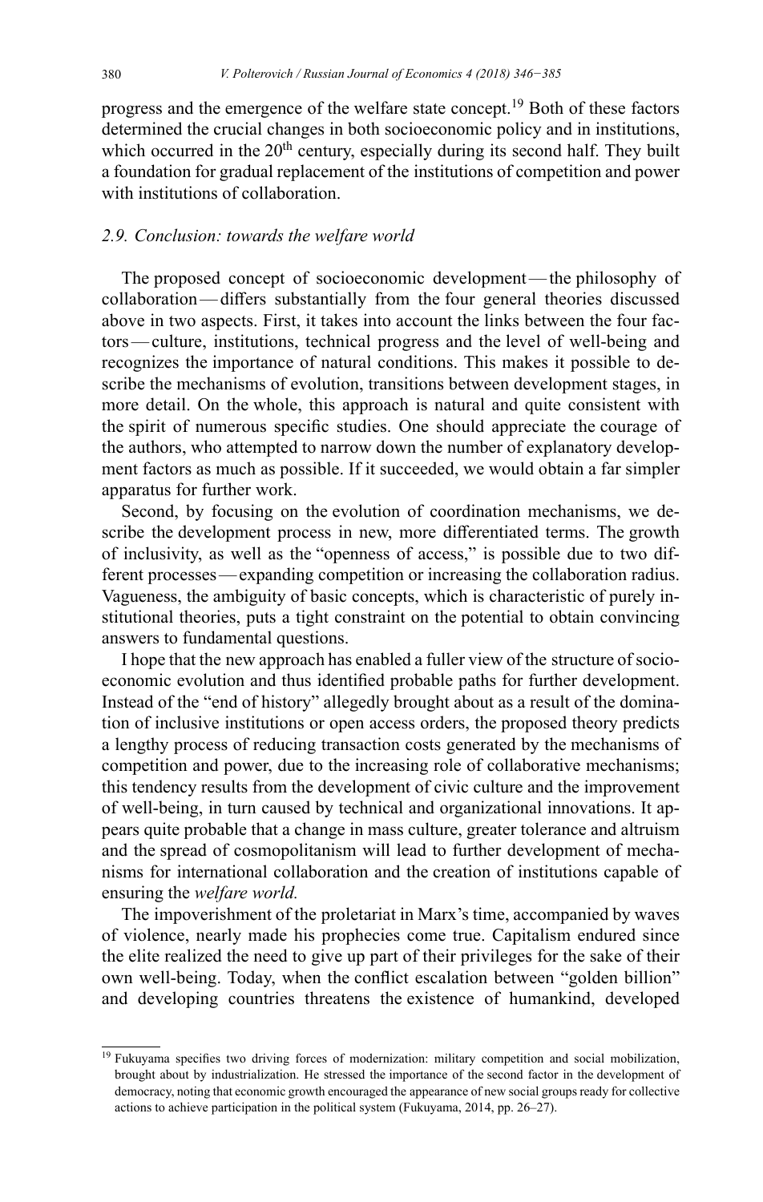progress and the emergence of the welfare state concept.[19] Both of these factors determined the crucial changes in both socioeconomic policy and in institutions, which occurred in the 20th century, especially during its second half. They built a foundation for gradual replacement of the institutions of competition and power with institutions of collaboration.

### *2.9. Conclusion: towards the welfare world*

The proposed concept of socioeconomic development — the philosophy of collaboration — differs substantially from the four general theories discussed above in two aspects. First, it takes into account the links between the four factors — culture, institutions, technical progress and the level of well-being and recognizes the importance of natural conditions. This makes it possible to describe the mechanisms of evolution, transitions between development stages, in more detail. On the whole, this approach is natural and quite consistent with the spirit of numerous specific studies. One should appreciate the courage of the authors, who attempted to narrow down the number of explanatory development factors as much as possible. If it succeeded, we would obtain a far simpler apparatus for further work.

Second, by focusing on the evolution of coordination mechanisms, we describe the development process in new, more differentiated terms. The growth of inclusivity, as well as the "openness of access," is possible due to two different processes — expanding competition or increasing the collaboration radius. Vagueness, the ambiguity of basic concepts, which is characteristic of purely institutional theories, puts a tight constraint on the potential to obtain convincing answers to fundamental questions.

I hope that the new approach has enabled a fuller view of the structure of socioeconomic evolution and thus identified probable paths for further development. Instead of the "end of history" allegedly brought about as a result of the domination of inclusive institutions or open access orders, the proposed theory predicts a lengthy process of reducing transaction costs generated by the mechanisms of competition and power, due to the increasing role of collaborative mechanisms; this tendency results from the development of civic culture and the improvement of well-being, in turn caused by technical and organizational innovations. It appears quite probable that a change in mass culture, greater tolerance and altruism and the spread of cosmopolitanism will lead to further development of mechanisms for international collaboration and the creation of institutions capable of ensuring the *welfare world.*

The impoverishment of the proletariat in Marx's time, accompanied by waves of violence, nearly made his prophecies come true. Capitalism endured since the elite realized the need to give up part of their privileges for the sake of their own well-being. Today, when the conflict escalation between "golden billion" and developing countries threatens the existence of humankind, developed

[19] Fukuyama specifies two driving forces of modernization: military competition and social mobilization, brought about by industrialization. He stressed the importance of the second factor in the development of democracy, noting that economic growth encouraged the appearance of new social groups ready for collective actions to achieve participation in the political system (Fukuyama, 2014, pp. 26–27).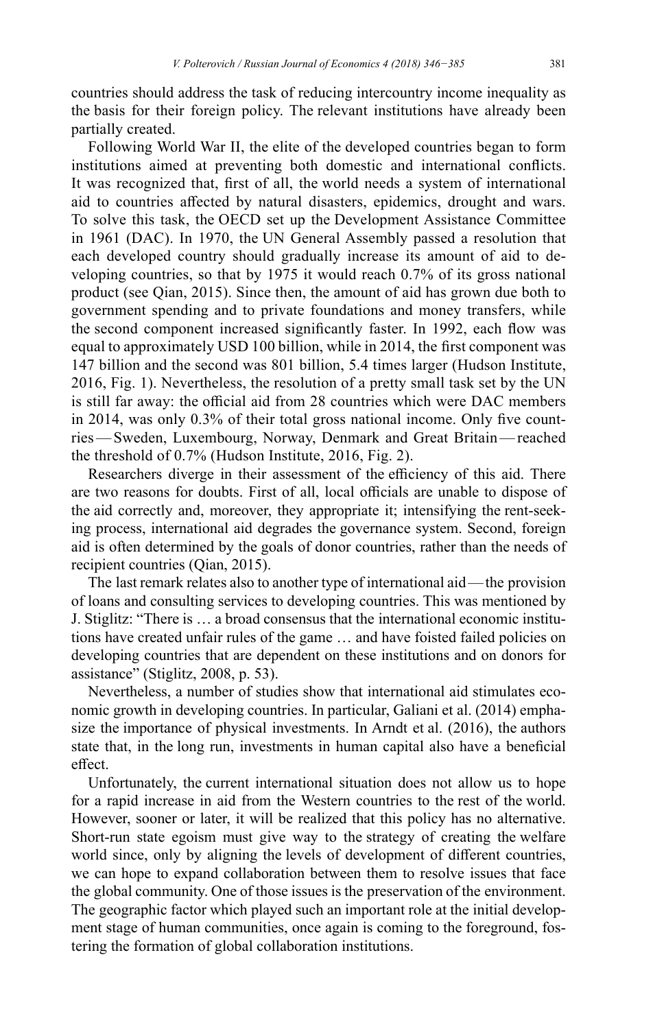countries should address the task of reducing intercountry income inequality as the basis for their foreign policy. The relevant institutions have already been partially created.

Following World War II, the elite of the developed countries began to form institutions aimed at preventing both domestic and international conflicts. It was recognized that, first of all, the world needs a system of international aid to countries affected by natural disasters, epidemics, drought and wars. To solve this task, the OECD set up the Development Assistance Committee in 1961 (DAC). In 1970, the UN General Assembly passed a resolution that each developed country should gradually increase its amount of aid to developing countries, so that by 1975 it would reach 0.7% of its gross national product (see Qian, 2015). Since then, the amount of aid has grown due both to government spending and to private foundations and money transfers, while the second component increased significantly faster. In 1992, each flow was equal to approximately USD 100 billion, while in 2014, the first component was 147 billion and the second was 801 billion, 5.4 times larger (Hudson Institute, 2016, Fig. 1). Nevertheless, the resolution of a pretty small task set by the UN is still far away: the official aid from 28 countries which were DAC members in 2014, was only 0.3% of their total gross national income. Only five countries — Sweden, Luxembourg, Norway, Denmark and Great Britain — reached the threshold of 0.7% (Hudson Institute, 2016, Fig. 2).

Researchers diverge in their assessment of the efficiency of this aid. There are two reasons for doubts. First of all, local officials are unable to dispose of the aid correctly and, moreover, they appropriate it; intensifying the rent-seeking process, international aid degrades the governance system. Second, foreign aid is often determined by the goals of donor countries, rather than the needs of recipient countries (Qian, 2015).

The last remark relates also to another type of international aid — the provision of loans and consulting services to developing countries. This was mentioned by J. Stiglitz: "There is … a broad consensus that the international economic institutions have created unfair rules of the game … and have foisted failed policies on developing countries that are dependent on these institutions and on donors for assistance" (Stiglitz, 2008, p. 53).

Nevertheless, a number of studies show that international aid stimulates economic growth in developing countries. In particular, Galiani et al. (2014) emphasize the importance of physical investments. In Arndt et al. (2016), the authors state that, in the long run, investments in human capital also have a beneficial effect.

Unfortunately, the current international situation does not allow us to hope for a rapid increase in aid from the Western countries to the rest of the world. However, sooner or later, it will be realized that this policy has no alternative. Short-run state egoism must give way to the strategy of creating the welfare world since, only by aligning the levels of development of different countries, we can hope to expand collaboration between them to resolve issues that face the global community. One of those issues is the preservation of the environment. The geographic factor which played such an important role at the initial development stage of human communities, once again is coming to the foreground, fostering the formation of global collaboration institutions.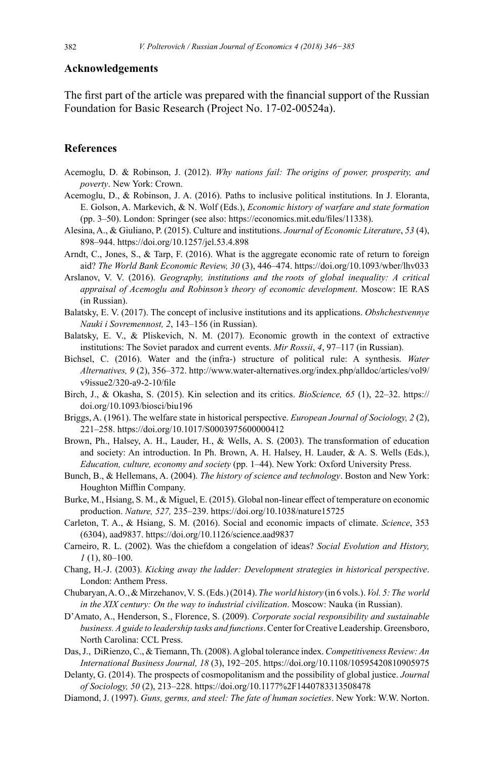## Acknowledgements

The first part of the article was prepared with the financial support of the Russian Foundation for Basic Research (Project No. 17-02-00524a).

## References

Acemoglu, D. & Robinson, J. (2012). *Why nations fail: The origins of power, prosperity, and poverty*. New York: Crown.

Acemoglu, D., & Robinson, J. A. (2016). Paths to inclusive political institutions. In J. Eloranta, E. Golson, A. Markevich, & N. Wolf (Eds.), *Economic history of warfare and state formation* (pp. 3–50). London: Springer (see also: https://economics.mit.edu/files/11338).

Alesina, A., & Giuliano, P. (2015). Culture and institutions. *Journal of Economic Literature*, *53* (4), 898–944. https://doi.org/10.1257/jel.53.4.898

Arndt, C., Jones, S., & Tarp, F. (2016). What is the aggregate economic rate of return to foreign aid? *The World Bank Economic Review, 30* (3), 446–474. https://doi.org/10.1093/wber/lhv033

Arslanov, V. V. (2016). *Geography, institutions and the roots of global inequality: A critical appraisal of Acemoglu and Robinson's theory of economic development*. Moscow: IE RAS (in Russian).

Balatsky, E. V. (2017). The concept of inclusive institutions and its applications. *Obshchestvennye Nauki i Sovremennost, 2*, 143–156 (in Russian).

Balatsky, E. V., & Pliskevich, N. M. (2017). Economic growth in the context of extractive institutions: The Soviet paradox and current events. *Mir Rossii*, *4*, 97–117 (in Russian).

Bichsel, C. (2016). Water and the (infra-) structure of political rule: A synthesis. *Water Alternatives, 9* (2), 356–372. http://www.water-alternatives.org/index.php/alldoc/articles/vol9/v9issue2/320-a9-2-10/file

Birch, J., & Okasha, S. (2015). Kin selection and its critics. *BioScience, 65* (1), 22–32. https://doi.org/10.1093/biosci/biu196

Briggs, A. (1961). The welfare state in historical perspective. *European Journal of Sociology, 2* (2), 221–258. https://doi.org/10.1017/S0003975600000412

Brown, Ph., Halsey, A. H., Lauder, H., & Wells, A. S. (2003). The transformation of education and society: An introduction. In Ph. Brown, A. H. Halsey, H. Lauder, & A. S. Wells (Eds.), *Education, culture, economy and society* (pp. 1–44). New York: Oxford University Press.

Bunch, B., & Hellemans, A. (2004). *The history of science and technology*. Boston and New York: Houghton Mifflin Company.

Burke, M., Hsiang, S. M., & Miguel, E. (2015). Global non-linear effect of temperature on economic production. *Nature, 527,* 235–239. https://doi.org/10.1038/nature15725

Carleton, T. A., & Hsiang, S. M. (2016). Social and economic impacts of climate. *Science*, 353 (6304), aad9837. https://doi.org/10.1126/science.aad9837

Carneiro, R. L. (2002). Was the chiefdom a congelation of ideas? *Social Evolution and History, 1* (1), 80–100.

Chang, H.-J. (2003). *Kicking away the ladder: Development strategies in historical perspective*. London: Anthem Press.

Chubaryan, A. O., & Mirzehanov, V. S. (Eds.) (2014). *The world history* (in 6 vols.). *Vol. 5: The world in the XIX century: On the way to industrial civilization*. Moscow: Nauka (in Russian).

D'Amato, A., Henderson, S., Florence, S. (2009). *Corporate social responsibility and sustainable business. A guide to leadership tasks and functions*. Center for Creative Leadership. Greensboro, North Carolina: CCL Press.

Das, J., DiRienzo, C., & Tiemann, Th. (2008). A global tolerance index. *Competitiveness Review: An International Business Journal, 18* (3), 192–205. https://doi.org/10.1108/10595420810905975

Delanty, G. (2014). The prospects of cosmopolitanism and the possibility of global justice. *Journal of Sociology, 50* (2), 213–228. https://doi.org/10.1177%2F1440783313508478

Diamond, J. (1997). *Guns, germs, and steel: The fate of human societies*. New York: W.W. Norton.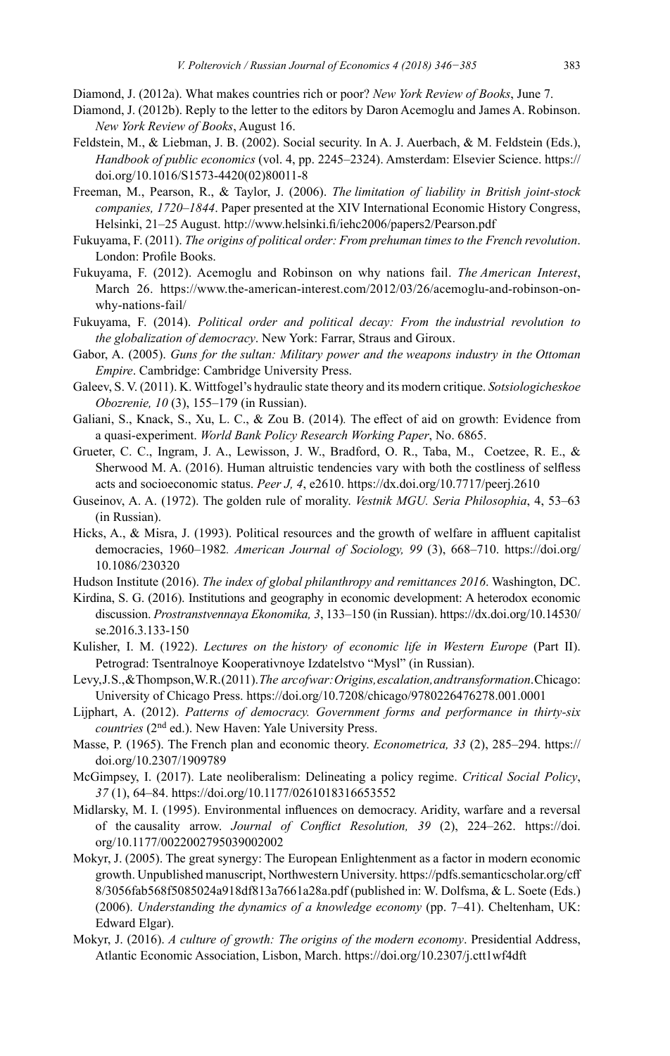Diamond, J. (2012a). What makes countries rich or poor? *New York Review of Books*, June 7.

Diamond, J. (2012b). Reply to the letter to the editors by Daron Acemoglu and James A. Robinson. *New York Review of Books*, August 16.

Feldstein, M., & Liebman, J. B. (2002). Social security. In A. J. Auerbach, & M. Feldstein (Eds.), *Handbook of public economics* (vol. 4, pp. 2245–2324). Amsterdam: Elsevier Science. https://doi.org/10.1016/S1573-4420(02)80011-8

Freeman, M., Pearson, R., & Taylor, J. (2006). *The limitation of liability in British joint-stock companies, 1720–1844*. Paper presented at the XIV International Economic History Congress, Helsinki, 21–25 August. http://www.helsinki.fi/iehc2006/papers2/Pearson.pdf

Fukuyama, F. (2011). *The origins of political order: From prehuman times to the French revolution*. London: Profile Books.

Fukuyama, F. (2012). Acemoglu and Robinson on why nations fail. *The American Interest*, March 26. https://www.the-american-interest.com/2012/03/26/acemoglu-and-robinson-on-why-nations-fail/

Fukuyama, F. (2014). *Political order and political decay: From the industrial revolution to the globalization of democracy*. New York: Farrar, Straus and Giroux.

Gabor, A. (2005). *Guns for the sultan: Military power and the weapons industry in the Ottoman Empire*. Cambridge: Cambridge University Press.

Galeev, S. V. (2011). K. Wittfogel's hydraulic state theory and its modern critique. *Sotsiologicheskoe Obozrenie, 10* (3), 155–179 (in Russian).

Galiani, S., Knack, S., Xu, L. C., & Zou B. (2014). The effect of aid on growth: Evidence from a quasi-experiment. *World Bank Policy Research Working Paper*, No. 6865.

Grueter, C. C., Ingram, J. A., Lewisson, J. W., Bradford, O. R., Taba, M., Coetzee, R. E., & Sherwood M. A. (2016). Human altruistic tendencies vary with both the costliness of selfless acts and socioeconomic status. *Peer J, 4*, e2610. https://dx.doi.org/10.7717/peerj.2610

Guseinov, A. A. (1972). The golden rule of morality. *Vestnik MGU. Seria Philosophia*, 4, 53–63 (in Russian).

Hicks, A., & Misra, J. (1993). Political resources and the growth of welfare in affluent capitalist democracies, 1960–1982. *American Journal of Sociology, 99* (3), 668–710. https://doi.org/10.1086/230320

Hudson Institute (2016). *The index of global philanthropy and remittances 2016*. Washington, DC.

Kirdina, S. G. (2016). Institutions and geography in economic development: A heterodox economic discussion. *Prostranstvennaya Ekonomika, 3*, 133–150 (in Russian). https://dx.doi.org/10.14530/se.2016.3.133-150

Kulisher, I. M. (1922). *Lectures on the history of economic life in Western Europe* (Part II). Petrograd: Tsentralnoye Kooperativnoye Izdatelstvo "Mysl" (in Russian).

Levy, J. S., & Thompson, W. R. (2011). *The arc of war: Origins, escalation, and transformation*. Chicago: University of Chicago Press. https://doi.org/10.7208/chicago/9780226476278.001.0001

Lijphart, A. (2012). *Patterns of democracy. Government forms and performance in thirty-six countries* (2nd ed.). New Haven: Yale University Press.

Masse, P. (1965). The French plan and economic theory. *Econometrica, 33* (2), 285–294. https://doi.org/10.2307/1909789

McGimpsey, I. (2017). Late neoliberalism: Delineating a policy regime. *Critical Social Policy*, *37* (1), 64–84. https://doi.org/10.1177/0261018316653552

Midlarsky, M. I. (1995). Environmental influences on democracy. Aridity, warfare and a reversal of the causality arrow. *Journal of Conflict Resolution, 39* (2), 224–262. https://doi.org/10.1177/0022002795039002002

Mokyr, J. (2005). The great synergy: The European Enlightenment as a factor in modern economic growth. Unpublished manuscript, Northwestern University. https://pdfs.semanticscholar.org/cff8/3056fab568f5085024a918df813a7661a28a.pdf (published in: W. Dolfsma, & L. Soete (Eds.) (2006). *Understanding the dynamics of a knowledge economy* (pp. 7–41). Cheltenham, UK: Edward Elgar).

Mokyr, J. (2016). *A culture of growth: The origins of the modern economy*. Presidential Address, Atlantic Economic Association, Lisbon, March. https://doi.org/10.2307/j.ctt1wf4dft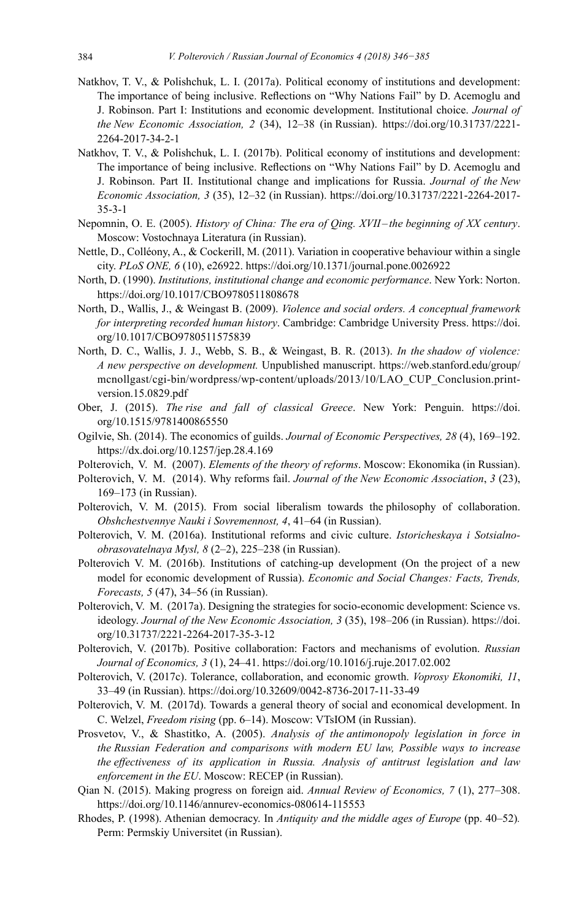Natkhov, T. V., & Polishchuk, L. I. (2017a). Political economy of institutions and development: The importance of being inclusive. Reflections on "Why Nations Fail" by D. Acemoglu and J. Robinson. Part I: Institutions and economic development. Institutional choice. *Journal of the New Economic Association, 2* (34), 12–38 (in Russian). https://doi.org/10.31737/2221-2264-2017-34-2-1

Natkhov, T. V., & Polishchuk, L. I. (2017b). Political economy of institutions and development: The importance of being inclusive. Reflections on "Why Nations Fail" by D. Acemoglu and J. Robinson. Part II. Institutional change and implications for Russia. *Journal of the New Economic Association, 3* (35), 12–32 (in Russian). https://doi.org/10.31737/2221-2264-2017-35-3-1

Nepomnin, O. E. (2005). *History of China: The era of Qing. XVII – the beginning of XX century*. Moscow: Vostochnaya Literatura (in Russian).

Nettle, D., Colléony, A., & Cockerill, M. (2011). Variation in cooperative behaviour within a single city. *PLoS ONE, 6* (10), e26922. https://doi.org/10.1371/journal.pone.0026922

North, D. (1990). *Institutions, institutional change and economic performance*. New York: Norton. https://doi.org/10.1017/CBO9780511808678

North, D., Wallis, J., & Weingast B. (2009). *Violence and social orders. A conceptual framework for interpreting recorded human history*. Cambridge: Cambridge University Press. https://doi.org/10.1017/CBO9780511575839

North, D. C., Wallis, J. J., Webb, S. B., & Weingast, B. R. (2013). *In the shadow of violence: A new perspective on development.* Unpublished manuscript. https://web.stanford.edu/group/mcnollgast/cgi-bin/wordpress/wp-content/uploads/2013/10/LAO_CUP_Conclusion.print-version.15.0829.pdf

Ober, J. (2015). *The rise and fall of classical Greece*. New York: Penguin. https://doi.org/10.1515/9781400865550

Ogilvie, Sh. (2014). The economics of guilds. *Journal of Economic Perspectives, 28* (4), 169–192. https://dx.doi.org/10.1257/jep.28.4.169

Polterovich, V. M. (2007). *Elements of the theory of reforms*. Moscow: Ekonomika (in Russian).

Polterovich, V. M. (2014). Why reforms fail. *Journal of the New Economic Association*, *3* (23), 169–173 (in Russian).

Polterovich, V. M. (2015). From social liberalism towards the philosophy of collaboration. *Obshchestvennye Nauki i Sovremennost, 4*, 41–64 (in Russian).

Polterovich, V. M. (2016a). Institutional reforms and civic culture. *Istoricheskaya i Sotsialno-obrasovatelnaya Mysl, 8* (2–2), 225–238 (in Russian).

Polterovich V. M. (2016b). Institutions of catching-up development (On the project of a new model for economic development of Russia). *Economic and Social Changes: Facts, Trends, Forecasts, 5* (47), 34–56 (in Russian).

Polterovich, V. M. (2017a). Designing the strategies for socio-economic development: Science vs. ideology. *Journal of the New Economic Association, 3* (35), 198–206 (in Russian). https://doi.org/10.31737/2221-2264-2017-35-3-12

Polterovich, V. (2017b). Positive collaboration: Factors and mechanisms of evolution. *Russian Journal of Economics, 3* (1), 24–41. https://doi.org/10.1016/j.ruje.2017.02.002

Polterovich, V. (2017c). Tolerance, collaboration, and economic growth. *Voprosy Ekonomiki, 11*, 33–49 (in Russian). https://doi.org/10.32609/0042-8736-2017-11-33-49

Polterovich, V. M. (2017d). Towards a general theory of social and economical development. In C. Welzel, *Freedom rising* (pp. 6–14). Moscow: VTsIOM (in Russian).

Prosvetov, V., & Shastitko, A. (2005). *Analysis of the antimonopoly legislation in force in the Russian Federation and comparisons with modern EU law, Possible ways to increase the effectiveness of its application in Russia. Analysis of antitrust legislation and law enforcement in the EU*. Moscow: RECEP (in Russian).

Qian N. (2015). Making progress on foreign aid. *Annual Review of Economics, 7* (1), 277–308. https://doi.org/10.1146/annurev-economics-080614-115553

Rhodes, P. (1998). Athenian democracy. In *Antiquity and the middle ages of Europe* (pp. 40–52)*.* Perm: Permskiy Universitet (in Russian).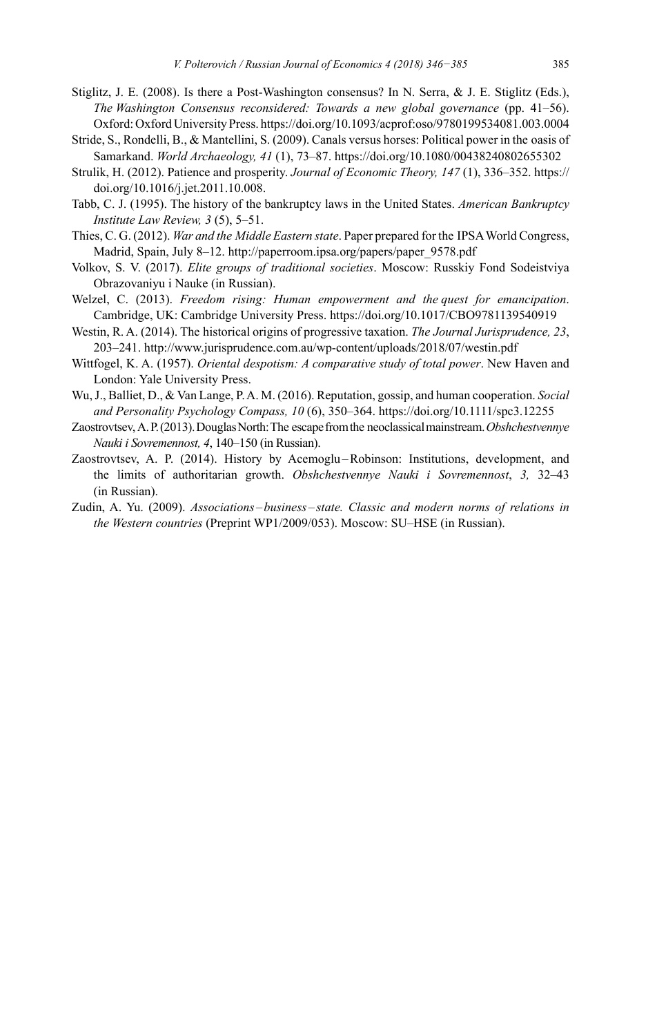Stiglitz, J. E. (2008). Is there a Post-Washington consensus? In N. Serra, & J. E. Stiglitz (Eds.), *The Washington Consensus reconsidered: Towards a new global governance* (pp. 41–56). Oxford: Oxford University Press. https://doi.org/10.1093/acprof:oso/9780199534081.003.0004

Stride, S., Rondelli, B., & Mantellini, S. (2009). Canals versus horses: Political power in the oasis of Samarkand. *World Archaeology, 41* (1), 73–87. https://doi.org/10.1080/00438240802655302

Strulik, H. (2012). Patience and prosperity. *Journal of Economic Theory, 147* (1), 336–352. https://doi.org/10.1016/j.jet.2011.10.008.

Tabb, C. J. (1995). The history of the bankruptcy laws in the United States. *American Bankruptcy Institute Law Review, 3* (5), 5–51.

Thies, C. G. (2012). *War and the Middle Eastern state*. Paper prepared for the IPSA World Congress, Madrid, Spain, July 8–12. http://paperroom.ipsa.org/papers/paper_9578.pdf

Volkov, S. V. (2017). *Elite groups of traditional societies*. Moscow: Russkiy Fond Sodeistviya Obrazovaniyu i Nauke (in Russian).

Welzel, C. (2013). *Freedom rising: Human empowerment and the quest for emancipation*. Cambridge, UK: Cambridge University Press. https://doi.org/10.1017/CBO9781139540919

Westin, R. A. (2014). The historical origins of progressive taxation. *The Journal Jurisprudence, 23*, 203–241. http://www.jurisprudence.com.au/wp-content/uploads/2018/07/westin.pdf

Wittfogel, K. A. (1957). *Oriental despotism: A comparative study of total power*. New Haven and London: Yale University Press.

Wu, J., Balliet, D., & Van Lange, P. A. M. (2016). Reputation, gossip, and human cooperation. *Social and Personality Psychology Compass, 10* (6), 350–364. https://doi.org/10.1111/spc3.12255

Zaostrovtsev, A. P. (2013). Douglas North: The escape from the neoclassical mainstream. *Obshchestvennye Nauki i Sovremennost, 4*, 140–150 (in Russian).

Zaostrovtsev, A. P. (2014). History by Acemoglu–Robinson: Institutions, development, and the limits of authoritarian growth. *Obshchestvennye Nauki i Sovremennost*, *3,* 32–43 (in Russian).

Zudin, A. Yu. (2009). *Associations–business–state. Classic and modern norms of relations in the Western countries* (Preprint WP1/2009/053). Moscow: SU–HSE (in Russian).